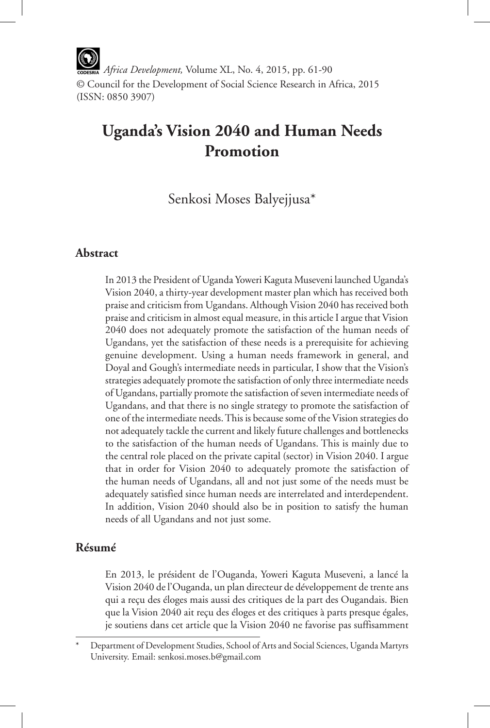# Uganda's Vision 2040 and Human Needs Promotion

Senkosi Moses Balyejjusa*

## Abstract

In 2013 the President of Uganda Yoweri Kaguta Museveni launched Uganda's Vision 2040, a thirty-year development master plan which has received both praise and criticism from Ugandans. Although Vision 2040 has received both praise and criticism in almost equal measure, in this article I argue that Vision 2040 does not adequately promote the satisfaction of the human needs of Ugandans, yet the satisfaction of these needs is a prerequisite for achieving genuine development. Using a human needs framework in general, and Doyal and Gough's intermediate needs in particular, I show that the Vision's strategies adequately promote the satisfaction of only three intermediate needs of Ugandans, partially promote the satisfaction of seven intermediate needs of Ugandans, and that there is no single strategy to promote the satisfaction of one of the intermediate needs. This is because some of the Vision strategies do not adequately tackle the current and likely future challenges and bottlenecks to the satisfaction of the human needs of Ugandans. This is mainly due to the central role placed on the private capital (sector) in Vision 2040. I argue that in order for Vision 2040 to adequately promote the satisfaction of the human needs of Ugandans, all and not just some of the needs must be adequately satisfied since human needs are interrelated and interdependent. In addition, Vision 2040 should also be in position to satisfy the human needs of all Ugandans and not just some.

## Résumé

En 2013, le président de l'Ouganda, Yoweri Kaguta Museveni, a lancé la Vision 2040 de l'Ouganda, un plan directeur de développement de trente ans qui a reçu des éloges mais aussi des critiques de la part des Ougandais. Bien que la Vision 2040 ait reçu des éloges et des critiques à parts presque égales, je soutiens dans cet article que la Vision 2040 ne favorise pas suffisamment

---

\* Department of Development Studies, School of Arts and Social Sciences, Uganda Martyrs University. Email: senkosi.moses.b@gmail.com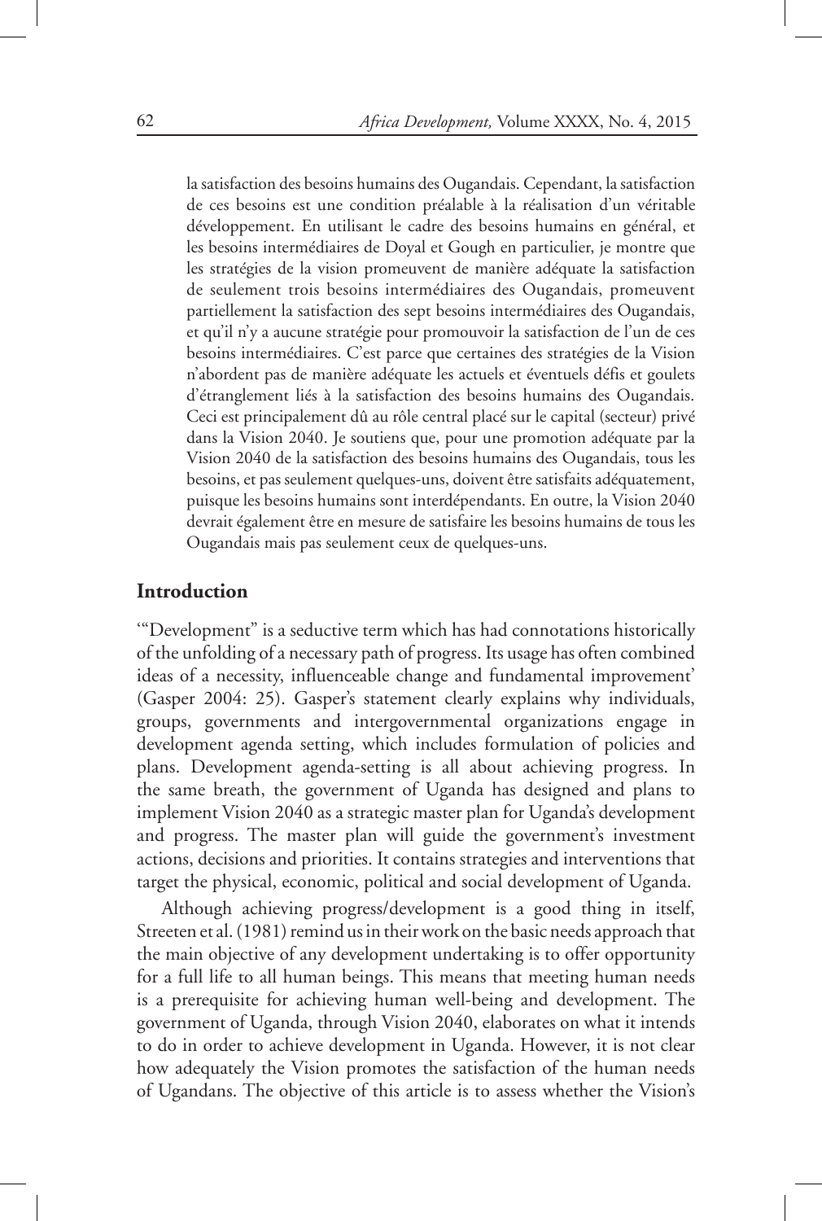la satisfaction des besoins humains des Ougandais. Cependant, la satisfaction de ces besoins est une condition préalable à la réalisation d'un véritable développement. En utilisant le cadre des besoins humains en général, et les besoins intermédiaires de Doyal et Gough en particulier, je montre que les stratégies de la vision promeuvent de manière adéquate la satisfaction de seulement trois besoins intermédiaires des Ougandais, promeuvent partiellement la satisfaction des sept besoins intermédiaires des Ougandais, et qu'il n'y a aucune stratégie pour promouvoir la satisfaction de l'un de ces besoins intermédiaires. C'est parce que certaines des stratégies de la Vision n'abordent pas de manière adéquate les actuels et éventuels défis et goulets d'étranglement liés à la satisfaction des besoins humains des Ougandais. Ceci est principalement dû au rôle central placé sur le capital (secteur) privé dans la Vision 2040. Je soutiens que, pour une promotion adéquate par la Vision 2040 de la satisfaction des besoins humains des Ougandais, tous les besoins, et pas seulement quelques-uns, doivent être satisfaits adéquatement, puisque les besoins humains sont interdépendants. En outre, la Vision 2040 devrait également être en mesure de satisfaire les besoins humains de tous les Ougandais mais pas seulement ceux de quelques-uns.

## Introduction

'"Development" is a seductive term which has had connotations historically of the unfolding of a necessary path of progress. Its usage has often combined ideas of a necessity, influenceable change and fundamental improvement' (Gasper 2004: 25). Gasper's statement clearly explains why individuals, groups, governments and intergovernmental organizations engage in development agenda setting, which includes formulation of policies and plans. Development agenda-setting is all about achieving progress. In the same breath, the government of Uganda has designed and plans to implement Vision 2040 as a strategic master plan for Uganda's development and progress. The master plan will guide the government's investment actions, decisions and priorities. It contains strategies and interventions that target the physical, economic, political and social development of Uganda.

Although achieving progress/development is a good thing in itself, Streeten et al. (1981) remind us in their work on the basic needs approach that the main objective of any development undertaking is to offer opportunity for a full life to all human beings. This means that meeting human needs is a prerequisite for achieving human well-being and development. The government of Uganda, through Vision 2040, elaborates on what it intends to do in order to achieve development in Uganda. However, it is not clear how adequately the Vision promotes the satisfaction of the human needs of Ugandans. The objective of this article is to assess whether the Vision's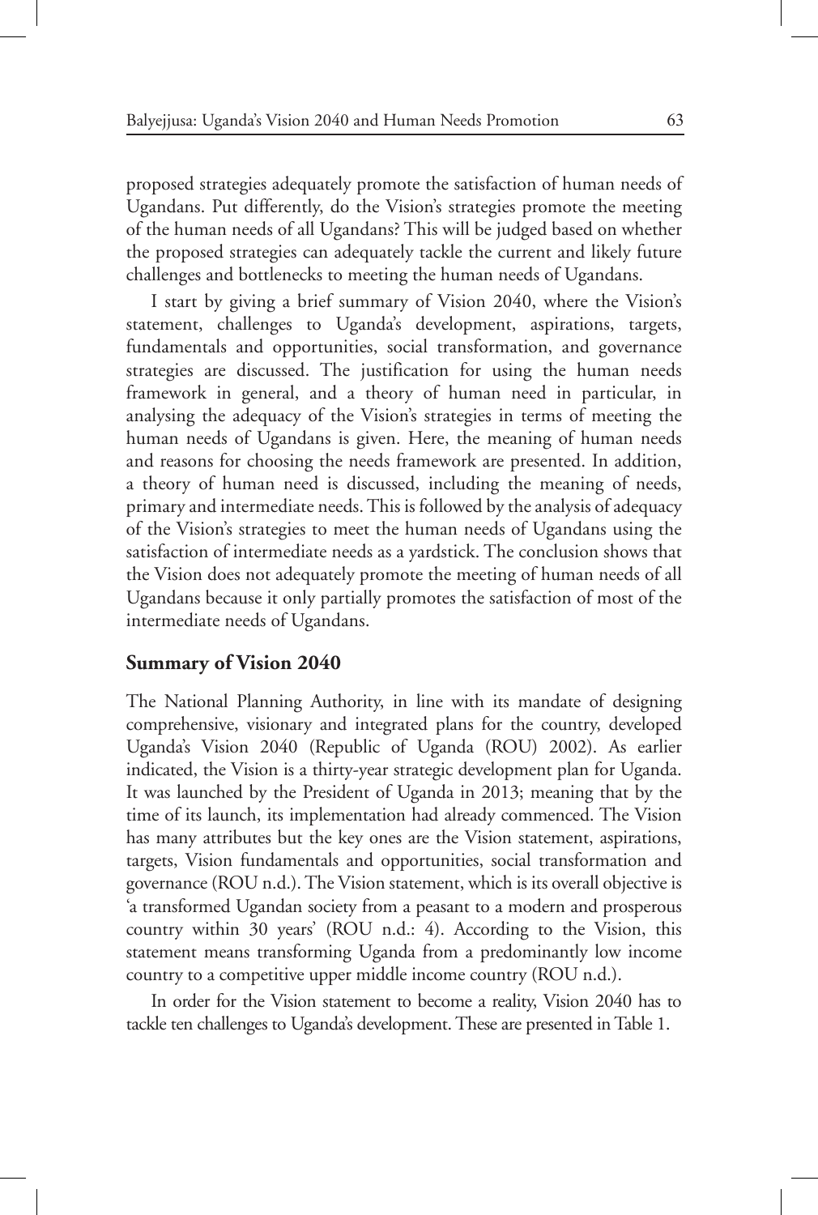proposed strategies adequately promote the satisfaction of human needs of Ugandans. Put differently, do the Vision's strategies promote the meeting of the human needs of all Ugandans? This will be judged based on whether the proposed strategies can adequately tackle the current and likely future challenges and bottlenecks to meeting the human needs of Ugandans.

I start by giving a brief summary of Vision 2040, where the Vision's statement, challenges to Uganda's development, aspirations, targets, fundamentals and opportunities, social transformation, and governance strategies are discussed. The justification for using the human needs framework in general, and a theory of human need in particular, in analysing the adequacy of the Vision's strategies in terms of meeting the human needs of Ugandans is given. Here, the meaning of human needs and reasons for choosing the needs framework are presented. In addition, a theory of human need is discussed, including the meaning of needs, primary and intermediate needs. This is followed by the analysis of adequacy of the Vision's strategies to meet the human needs of Ugandans using the satisfaction of intermediate needs as a yardstick. The conclusion shows that the Vision does not adequately promote the meeting of human needs of all Ugandans because it only partially promotes the satisfaction of most of the intermediate needs of Ugandans.

## Summary of Vision 2040

The National Planning Authority, in line with its mandate of designing comprehensive, visionary and integrated plans for the country, developed Uganda's Vision 2040 (Republic of Uganda (ROU) 2002). As earlier indicated, the Vision is a thirty-year strategic development plan for Uganda. It was launched by the President of Uganda in 2013; meaning that by the time of its launch, its implementation had already commenced. The Vision has many attributes but the key ones are the Vision statement, aspirations, targets, Vision fundamentals and opportunities, social transformation and governance (ROU n.d.). The Vision statement, which is its overall objective is 'a transformed Ugandan society from a peasant to a modern and prosperous country within 30 years' (ROU n.d.: 4). According to the Vision, this statement means transforming Uganda from a predominantly low income country to a competitive upper middle income country (ROU n.d.).

In order for the Vision statement to become a reality, Vision 2040 has to tackle ten challenges to Uganda's development. These are presented in Table 1.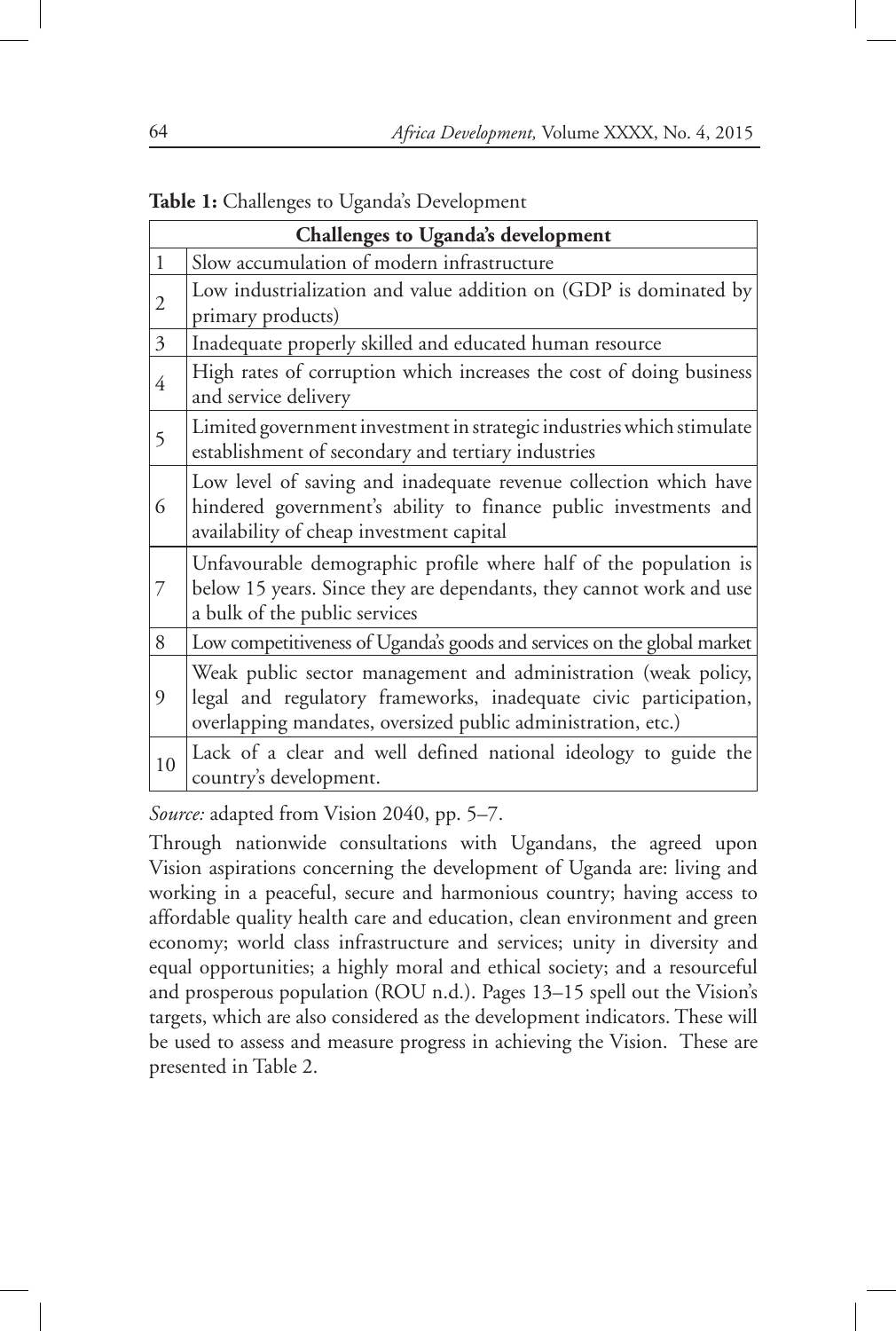**Table 1:** Challenges to Uganda's Development

| Challenges to Uganda's development | |
|---|---|
| 1 | Slow accumulation of modern infrastructure |
| 2 | Low industrialization and value addition on (GDP is dominated by primary products) |
| 3 | Inadequate properly skilled and educated human resource |
| 4 | High rates of corruption which increases the cost of doing business and service delivery |
| 5 | Limited government investment in strategic industries which stimulate establishment of secondary and tertiary industries |
| 6 | Low level of saving and inadequate revenue collection which have hindered government's ability to finance public investments and availability of cheap investment capital |
| 7 | Unfavourable demographic profile where half of the population is below 15 years. Since they are dependants, they cannot work and use a bulk of the public services |
| 8 | Low competitiveness of Uganda's goods and services on the global market |
| 9 | Weak public sector management and administration (weak policy, legal and regulatory frameworks, inadequate civic participation, overlapping mandates, oversized public administration, etc.) |
| 10 | Lack of a clear and well defined national ideology to guide the country's development. |

*Source:* adapted from Vision 2040, pp. 5–7.

Through nationwide consultations with Ugandans, the agreed upon Vision aspirations concerning the development of Uganda are: living and working in a peaceful, secure and harmonious country; having access to affordable quality health care and education, clean environment and green economy; world class infrastructure and services; unity in diversity and equal opportunities; a highly moral and ethical society; and a resourceful and prosperous population (ROU n.d.). Pages 13–15 spell out the Vision's targets, which are also considered as the development indicators. These will be used to assess and measure progress in achieving the Vision. These are presented in Table 2.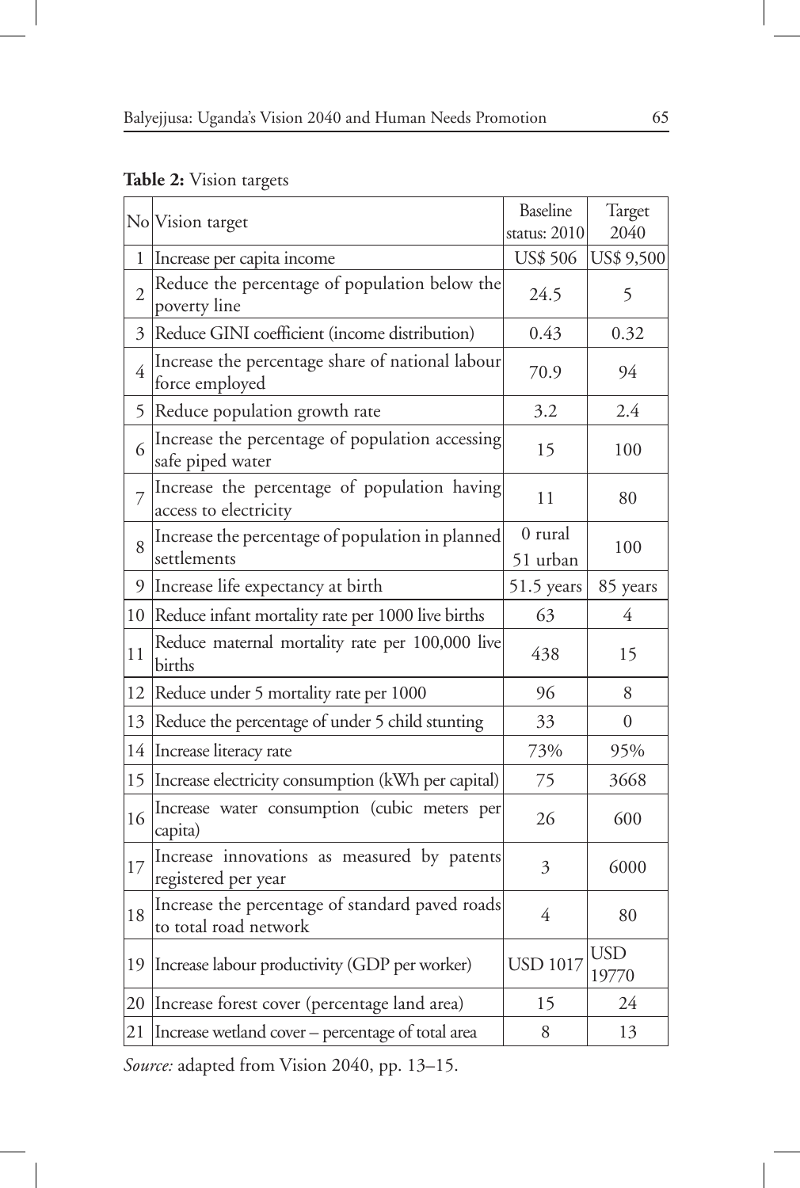**Table 2:** Vision targets

| No | Vision target | Baseline status: 2010 | Target 2040 |
|---|---|---|---|
| 1 | Increase per capita income | US$ 506 | US$ 9,500 |
| 2 | Reduce the percentage of population below the poverty line | 24.5 | 5 |
| 3 | Reduce GINI coefficient (income distribution) | 0.43 | 0.32 |
| 4 | Increase the percentage share of national labour force employed | 70.9 | 94 |
| 5 | Reduce population growth rate | 3.2 | 2.4 |
| 6 | Increase the percentage of population accessing safe piped water | 15 | 100 |
| 7 | Increase the percentage of population having access to electricity | 11 | 80 |
| 8 | Increase the percentage of population in planned settlements | 0 rural<br>51 urban | 100 |
| 9 | Increase life expectancy at birth | 51.5 years | 85 years |
| 10 | Reduce infant mortality rate per 1000 live births | 63 | 4 |
| 11 | Reduce maternal mortality rate per 100,000 live births | 438 | 15 |
| 12 | Reduce under 5 mortality rate per 1000 | 96 | 8 |
| 13 | Reduce the percentage of under 5 child stunting | 33 | 0 |
| 14 | Increase literacy rate | 73% | 95% |
| 15 | Increase electricity consumption (kWh per capital) | 75 | 3668 |
| 16 | Increase water consumption (cubic meters per capita) | 26 | 600 |
| 17 | Increase innovations as measured by patents registered per year | 3 | 6000 |
| 18 | Increase the percentage of standard paved roads to total road network | 4 | 80 |
| 19 | Increase labour productivity (GDP per worker) | USD 1017 | USD 19770 |
| 20 | Increase forest cover (percentage land area) | 15 | 24 |
| 21 | Increase wetland cover – percentage of total area | 8 | 13 |

*Source:* adapted from Vision 2040, pp. 13–15.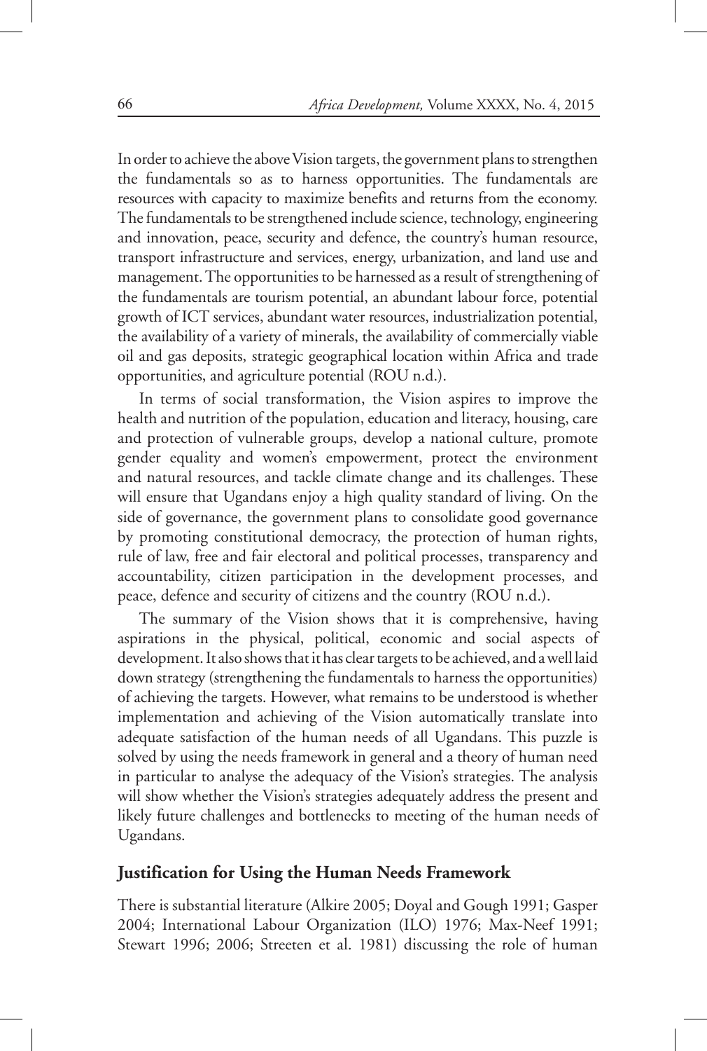In order to achieve the above Vision targets, the government plans to strengthen the fundamentals so as to harness opportunities. The fundamentals are resources with capacity to maximize benefits and returns from the economy. The fundamentals to be strengthened include science, technology, engineering and innovation, peace, security and defence, the country's human resource, transport infrastructure and services, energy, urbanization, and land use and management. The opportunities to be harnessed as a result of strengthening of the fundamentals are tourism potential, an abundant labour force, potential growth of ICT services, abundant water resources, industrialization potential, the availability of a variety of minerals, the availability of commercially viable oil and gas deposits, strategic geographical location within Africa and trade opportunities, and agriculture potential (ROU n.d.).

In terms of social transformation, the Vision aspires to improve the health and nutrition of the population, education and literacy, housing, care and protection of vulnerable groups, develop a national culture, promote gender equality and women's empowerment, protect the environment and natural resources, and tackle climate change and its challenges. These will ensure that Ugandans enjoy a high quality standard of living. On the side of governance, the government plans to consolidate good governance by promoting constitutional democracy, the protection of human rights, rule of law, free and fair electoral and political processes, transparency and accountability, citizen participation in the development processes, and peace, defence and security of citizens and the country (ROU n.d.).

The summary of the Vision shows that it is comprehensive, having aspirations in the physical, political, economic and social aspects of development. It also shows that it has clear targets to be achieved, and a well laid down strategy (strengthening the fundamentals to harness the opportunities) of achieving the targets. However, what remains to be understood is whether implementation and achieving of the Vision automatically translate into adequate satisfaction of the human needs of all Ugandans. This puzzle is solved by using the needs framework in general and a theory of human need in particular to analyse the adequacy of the Vision's strategies. The analysis will show whether the Vision's strategies adequately address the present and likely future challenges and bottlenecks to meeting of the human needs of Ugandans.

## Justification for Using the Human Needs Framework

There is substantial literature (Alkire 2005; Doyal and Gough 1991; Gasper 2004; International Labour Organization (ILO) 1976; Max-Neef 1991; Stewart 1996; 2006; Streeten et al. 1981) discussing the role of human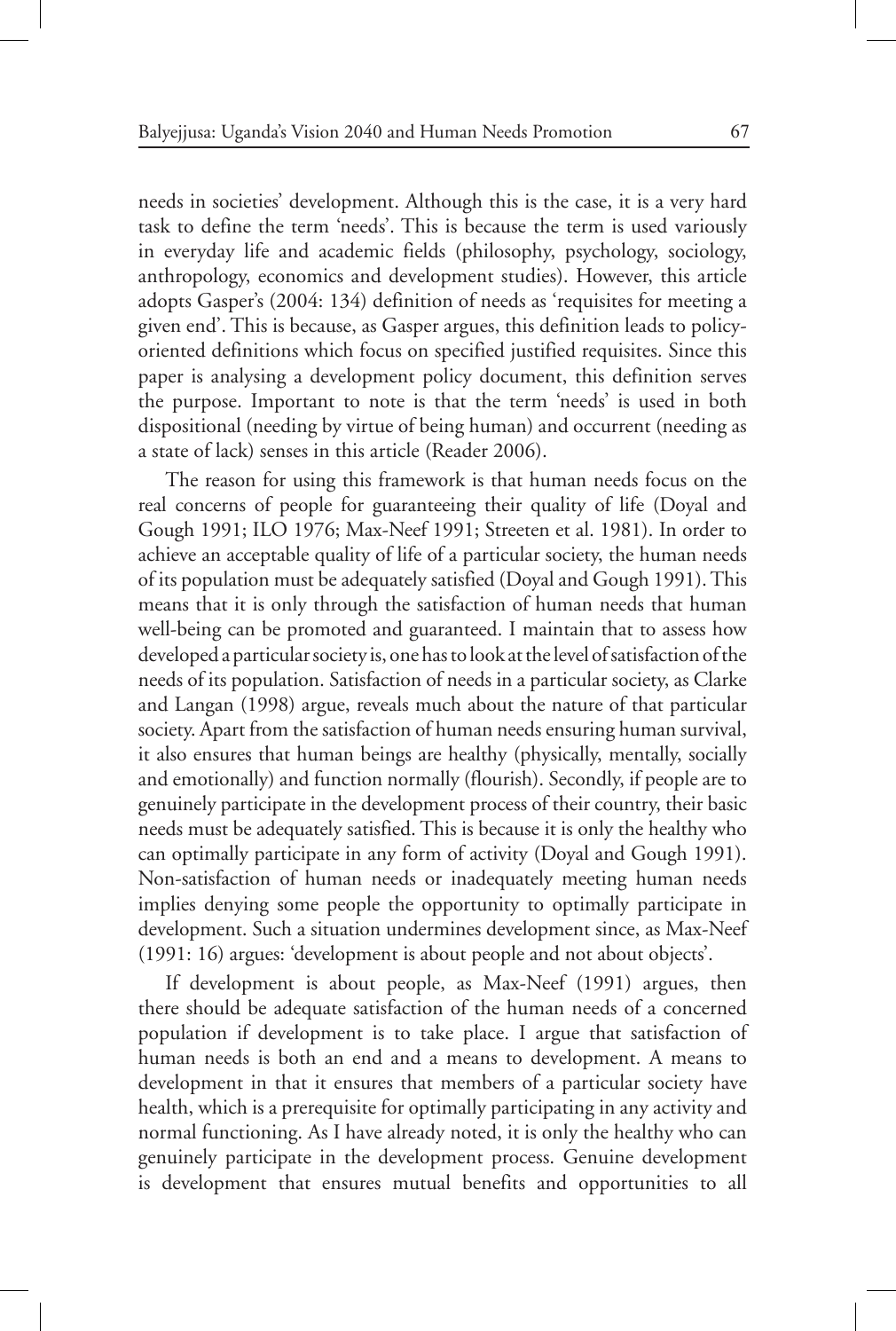needs in societies' development. Although this is the case, it is a very hard task to define the term 'needs'. This is because the term is used variously in everyday life and academic fields (philosophy, psychology, sociology, anthropology, economics and development studies). However, this article adopts Gasper's (2004: 134) definition of needs as 'requisites for meeting a given end'. This is because, as Gasper argues, this definition leads to policy-oriented definitions which focus on specified justified requisites. Since this paper is analysing a development policy document, this definition serves the purpose. Important to note is that the term 'needs' is used in both dispositional (needing by virtue of being human) and occurrent (needing as a state of lack) senses in this article (Reader 2006).

The reason for using this framework is that human needs focus on the real concerns of people for guaranteeing their quality of life (Doyal and Gough 1991; ILO 1976; Max-Neef 1991; Streeten et al. 1981). In order to achieve an acceptable quality of life of a particular society, the human needs of its population must be adequately satisfied (Doyal and Gough 1991). This means that it is only through the satisfaction of human needs that human well-being can be promoted and guaranteed. I maintain that to assess how developed a particular society is, one has to look at the level of satisfaction of the needs of its population. Satisfaction of needs in a particular society, as Clarke and Langan (1998) argue, reveals much about the nature of that particular society. Apart from the satisfaction of human needs ensuring human survival, it also ensures that human beings are healthy (physically, mentally, socially and emotionally) and function normally (flourish). Secondly, if people are to genuinely participate in the development process of their country, their basic needs must be adequately satisfied. This is because it is only the healthy who can optimally participate in any form of activity (Doyal and Gough 1991). Non-satisfaction of human needs or inadequately meeting human needs implies denying some people the opportunity to optimally participate in development. Such a situation undermines development since, as Max-Neef (1991: 16) argues: 'development is about people and not about objects'.

If development is about people, as Max-Neef (1991) argues, then there should be adequate satisfaction of the human needs of a concerned population if development is to take place. I argue that satisfaction of human needs is both an end and a means to development. A means to development in that it ensures that members of a particular society have health, which is a prerequisite for optimally participating in any activity and normal functioning. As I have already noted, it is only the healthy who can genuinely participate in the development process. Genuine development is development that ensures mutual benefits and opportunities to all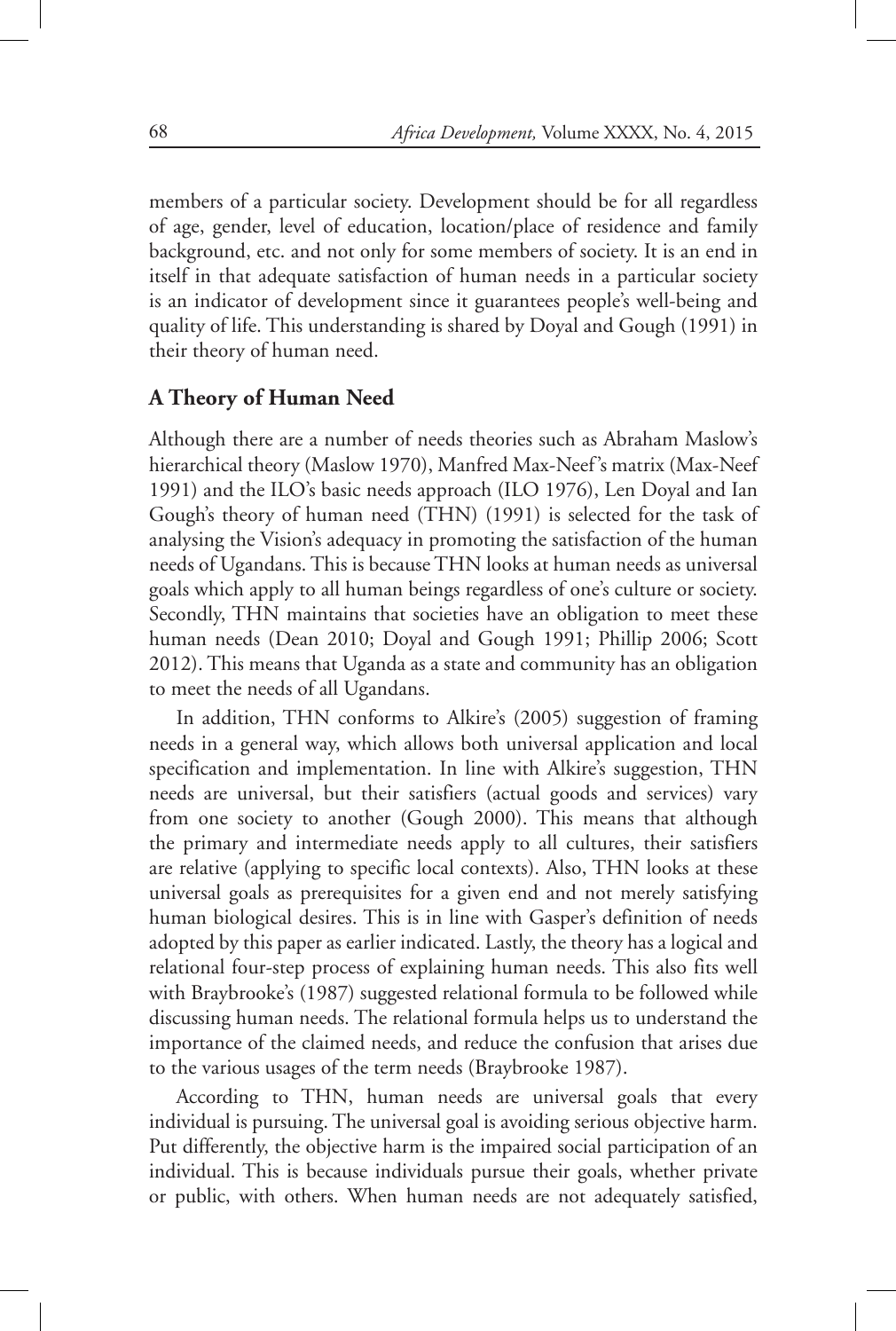members of a particular society. Development should be for all regardless of age, gender, level of education, location/place of residence and family background, etc. and not only for some members of society. It is an end in itself in that adequate satisfaction of human needs in a particular society is an indicator of development since it guarantees people's well-being and quality of life. This understanding is shared by Doyal and Gough (1991) in their theory of human need.

## A Theory of Human Need

Although there are a number of needs theories such as Abraham Maslow's hierarchical theory (Maslow 1970), Manfred Max-Neef's matrix (Max-Neef 1991) and the ILO's basic needs approach (ILO 1976), Len Doyal and Ian Gough's theory of human need (THN) (1991) is selected for the task of analysing the Vision's adequacy in promoting the satisfaction of the human needs of Ugandans. This is because THN looks at human needs as universal goals which apply to all human beings regardless of one's culture or society. Secondly, THN maintains that societies have an obligation to meet these human needs (Dean 2010; Doyal and Gough 1991; Phillip 2006; Scott 2012). This means that Uganda as a state and community has an obligation to meet the needs of all Ugandans.

In addition, THN conforms to Alkire's (2005) suggestion of framing needs in a general way, which allows both universal application and local specification and implementation. In line with Alkire's suggestion, THN needs are universal, but their satisfiers (actual goods and services) vary from one society to another (Gough 2000). This means that although the primary and intermediate needs apply to all cultures, their satisfiers are relative (applying to specific local contexts). Also, THN looks at these universal goals as prerequisites for a given end and not merely satisfying human biological desires. This is in line with Gasper's definition of needs adopted by this paper as earlier indicated. Lastly, the theory has a logical and relational four-step process of explaining human needs. This also fits well with Braybrooke's (1987) suggested relational formula to be followed while discussing human needs. The relational formula helps us to understand the importance of the claimed needs, and reduce the confusion that arises due to the various usages of the term needs (Braybrooke 1987).

According to THN, human needs are universal goals that every individual is pursuing. The universal goal is avoiding serious objective harm. Put differently, the objective harm is the impaired social participation of an individual. This is because individuals pursue their goals, whether private or public, with others. When human needs are not adequately satisfied,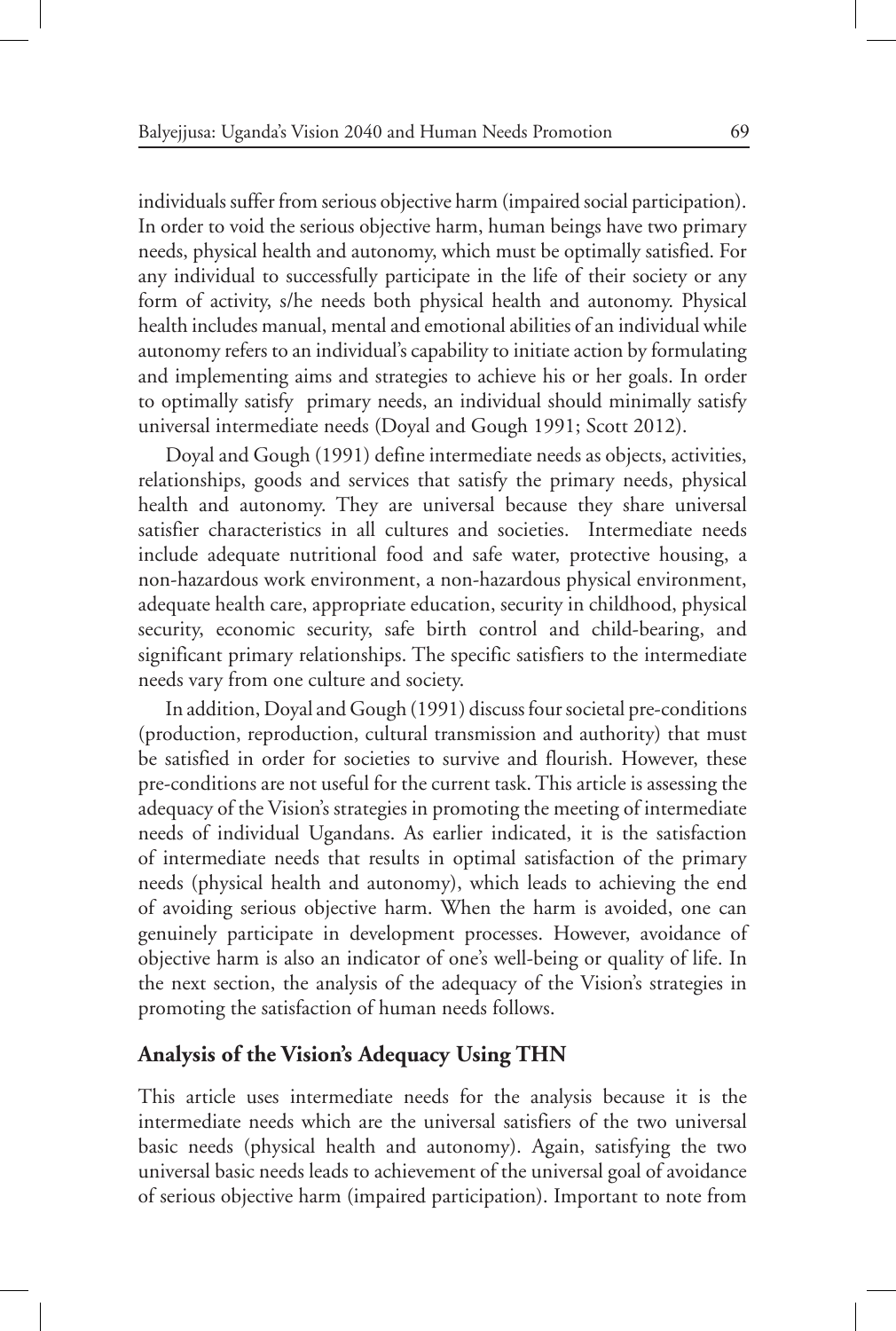individuals suffer from serious objective harm (impaired social participation). In order to void the serious objective harm, human beings have two primary needs, physical health and autonomy, which must be optimally satisfied. For any individual to successfully participate in the life of their society or any form of activity, s/he needs both physical health and autonomy. Physical health includes manual, mental and emotional abilities of an individual while autonomy refers to an individual's capability to initiate action by formulating and implementing aims and strategies to achieve his or her goals. In order to optimally satisfy primary needs, an individual should minimally satisfy universal intermediate needs (Doyal and Gough 1991; Scott 2012).

Doyal and Gough (1991) define intermediate needs as objects, activities, relationships, goods and services that satisfy the primary needs, physical health and autonomy. They are universal because they share universal satisfier characteristics in all cultures and societies. Intermediate needs include adequate nutritional food and safe water, protective housing, a non-hazardous work environment, a non-hazardous physical environment, adequate health care, appropriate education, security in childhood, physical security, economic security, safe birth control and child-bearing, and significant primary relationships. The specific satisfiers to the intermediate needs vary from one culture and society.

In addition, Doyal and Gough (1991) discuss four societal pre-conditions (production, reproduction, cultural transmission and authority) that must be satisfied in order for societies to survive and flourish. However, these pre-conditions are not useful for the current task. This article is assessing the adequacy of the Vision's strategies in promoting the meeting of intermediate needs of individual Ugandans. As earlier indicated, it is the satisfaction of intermediate needs that results in optimal satisfaction of the primary needs (physical health and autonomy), which leads to achieving the end of avoiding serious objective harm. When the harm is avoided, one can genuinely participate in development processes. However, avoidance of objective harm is also an indicator of one's well-being or quality of life. In the next section, the analysis of the adequacy of the Vision's strategies in promoting the satisfaction of human needs follows.

## Analysis of the Vision's Adequacy Using THN

This article uses intermediate needs for the analysis because it is the intermediate needs which are the universal satisfiers of the two universal basic needs (physical health and autonomy). Again, satisfying the two universal basic needs leads to achievement of the universal goal of avoidance of serious objective harm (impaired participation). Important to note from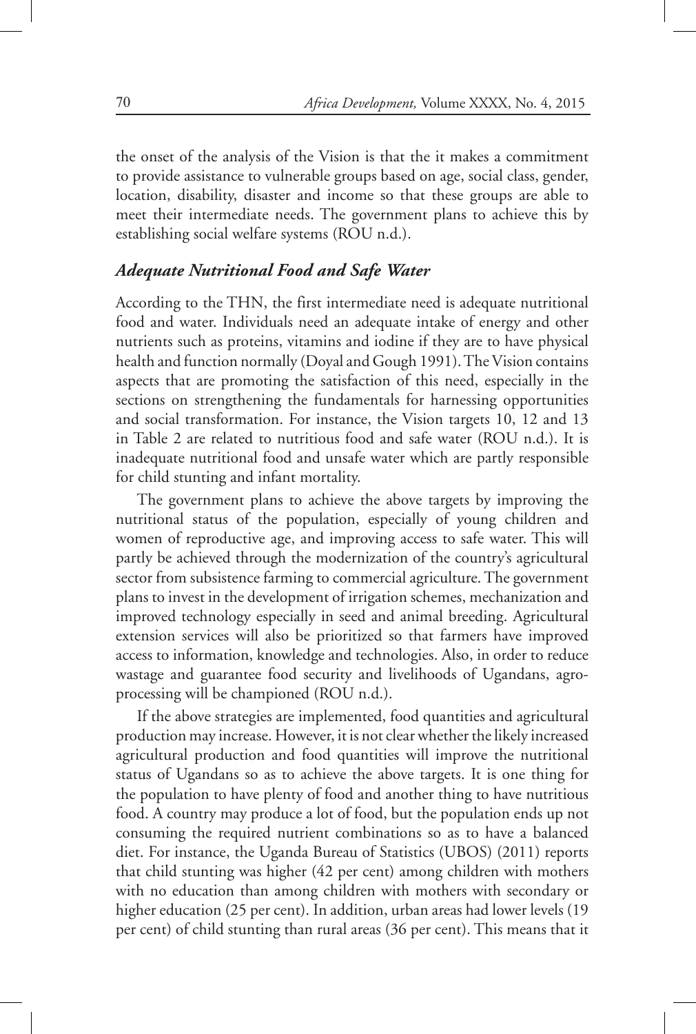the onset of the analysis of the Vision is that the it makes a commitment to provide assistance to vulnerable groups based on age, social class, gender, location, disability, disaster and income so that these groups are able to meet their intermediate needs. The government plans to achieve this by establishing social welfare systems (ROU n.d.).

### *Adequate Nutritional Food and Safe Water*

According to the THN, the first intermediate need is adequate nutritional food and water. Individuals need an adequate intake of energy and other nutrients such as proteins, vitamins and iodine if they are to have physical health and function normally (Doyal and Gough 1991). The Vision contains aspects that are promoting the satisfaction of this need, especially in the sections on strengthening the fundamentals for harnessing opportunities and social transformation. For instance, the Vision targets 10, 12 and 13 in Table 2 are related to nutritious food and safe water (ROU n.d.). It is inadequate nutritional food and unsafe water which are partly responsible for child stunting and infant mortality.

The government plans to achieve the above targets by improving the nutritional status of the population, especially of young children and women of reproductive age, and improving access to safe water. This will partly be achieved through the modernization of the country's agricultural sector from subsistence farming to commercial agriculture. The government plans to invest in the development of irrigation schemes, mechanization and improved technology especially in seed and animal breeding. Agricultural extension services will also be prioritized so that farmers have improved access to information, knowledge and technologies. Also, in order to reduce wastage and guarantee food security and livelihoods of Ugandans, agro-processing will be championed (ROU n.d.).

If the above strategies are implemented, food quantities and agricultural production may increase. However, it is not clear whether the likely increased agricultural production and food quantities will improve the nutritional status of Ugandans so as to achieve the above targets. It is one thing for the population to have plenty of food and another thing to have nutritious food. A country may produce a lot of food, but the population ends up not consuming the required nutrient combinations so as to have a balanced diet. For instance, the Uganda Bureau of Statistics (UBOS) (2011) reports that child stunting was higher (42 per cent) among children with mothers with no education than among children with mothers with secondary or higher education (25 per cent). In addition, urban areas had lower levels (19 per cent) of child stunting than rural areas (36 per cent). This means that it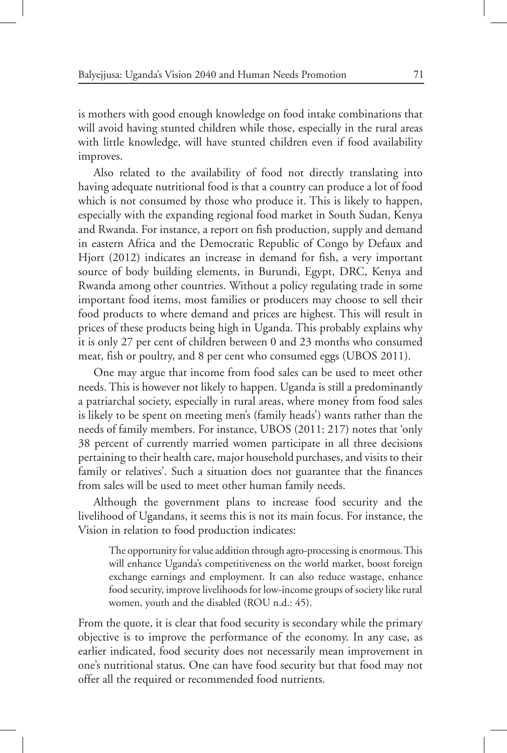is mothers with good enough knowledge on food intake combinations that will avoid having stunted children while those, especially in the rural areas with little knowledge, will have stunted children even if food availability improves.

Also related to the availability of food not directly translating into having adequate nutritional food is that a country can produce a lot of food which is not consumed by those who produce it. This is likely to happen, especially with the expanding regional food market in South Sudan, Kenya and Rwanda. For instance, a report on fish production, supply and demand in eastern Africa and the Democratic Republic of Congo by Defaux and Hjort (2012) indicates an increase in demand for fish, a very important source of body building elements, in Burundi, Egypt, DRC, Kenya and Rwanda among other countries. Without a policy regulating trade in some important food items, most families or producers may choose to sell their food products to where demand and prices are highest. This will result in prices of these products being high in Uganda. This probably explains why it is only 27 per cent of children between 0 and 23 months who consumed meat, fish or poultry, and 8 per cent who consumed eggs (UBOS 2011).

One may argue that income from food sales can be used to meet other needs. This is however not likely to happen. Uganda is still a predominantly a patriarchal society, especially in rural areas, where money from food sales is likely to be spent on meeting men's (family heads') wants rather than the needs of family members. For instance, UBOS (2011: 217) notes that 'only 38 percent of currently married women participate in all three decisions pertaining to their health care, major household purchases, and visits to their family or relatives'. Such a situation does not guarantee that the finances from sales will be used to meet other human family needs.

Although the government plans to increase food security and the livelihood of Ugandans, it seems this is not its main focus. For instance, the Vision in relation to food production indicates:

> The opportunity for value addition through agro-processing is enormous. This will enhance Uganda's competitiveness on the world market, boost foreign exchange earnings and employment. It can also reduce wastage, enhance food security, improve livelihoods for low-income groups of society like rural women, youth and the disabled (ROU n.d.: 45).

From the quote, it is clear that food security is secondary while the primary objective is to improve the performance of the economy. In any case, as earlier indicated, food security does not necessarily mean improvement in one's nutritional status. One can have food security but that food may not offer all the required or recommended food nutrients.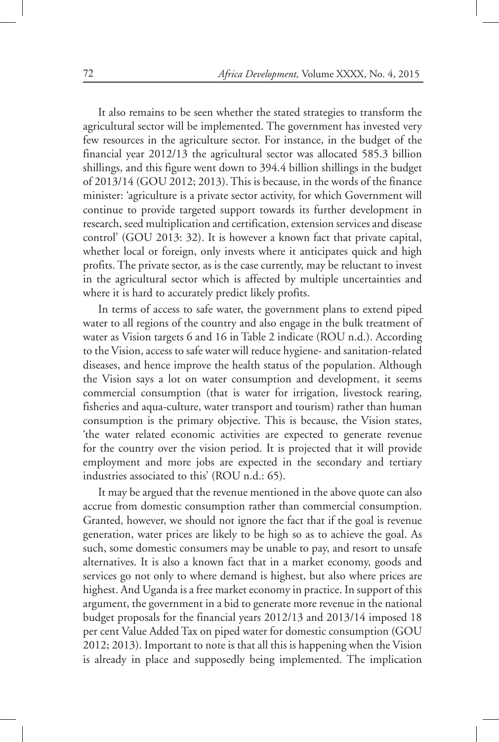It also remains to be seen whether the stated strategies to transform the agricultural sector will be implemented. The government has invested very few resources in the agriculture sector. For instance, in the budget of the financial year 2012/13 the agricultural sector was allocated 585.3 billion shillings, and this figure went down to 394.4 billion shillings in the budget of 2013/14 (GOU 2012; 2013). This is because, in the words of the finance minister: 'agriculture is a private sector activity, for which Government will continue to provide targeted support towards its further development in research, seed multiplication and certification, extension services and disease control' (GOU 2013: 32). It is however a known fact that private capital, whether local or foreign, only invests where it anticipates quick and high profits. The private sector, as is the case currently, may be reluctant to invest in the agricultural sector which is affected by multiple uncertainties and where it is hard to accurately predict likely profits.

In terms of access to safe water, the government plans to extend piped water to all regions of the country and also engage in the bulk treatment of water as Vision targets 6 and 16 in Table 2 indicate (ROU n.d.). According to the Vision, access to safe water will reduce hygiene- and sanitation-related diseases, and hence improve the health status of the population. Although the Vision says a lot on water consumption and development, it seems commercial consumption (that is water for irrigation, livestock rearing, fisheries and aqua-culture, water transport and tourism) rather than human consumption is the primary objective. This is because, the Vision states, 'the water related economic activities are expected to generate revenue for the country over the vision period. It is projected that it will provide employment and more jobs are expected in the secondary and tertiary industries associated to this' (ROU n.d.: 65).

It may be argued that the revenue mentioned in the above quote can also accrue from domestic consumption rather than commercial consumption. Granted, however, we should not ignore the fact that if the goal is revenue generation, water prices are likely to be high so as to achieve the goal. As such, some domestic consumers may be unable to pay, and resort to unsafe alternatives. It is also a known fact that in a market economy, goods and services go not only to where demand is highest, but also where prices are highest. And Uganda is a free market economy in practice. In support of this argument, the government in a bid to generate more revenue in the national budget proposals for the financial years 2012/13 and 2013/14 imposed 18 per cent Value Added Tax on piped water for domestic consumption (GOU 2012; 2013). Important to note is that all this is happening when the Vision is already in place and supposedly being implemented. The implication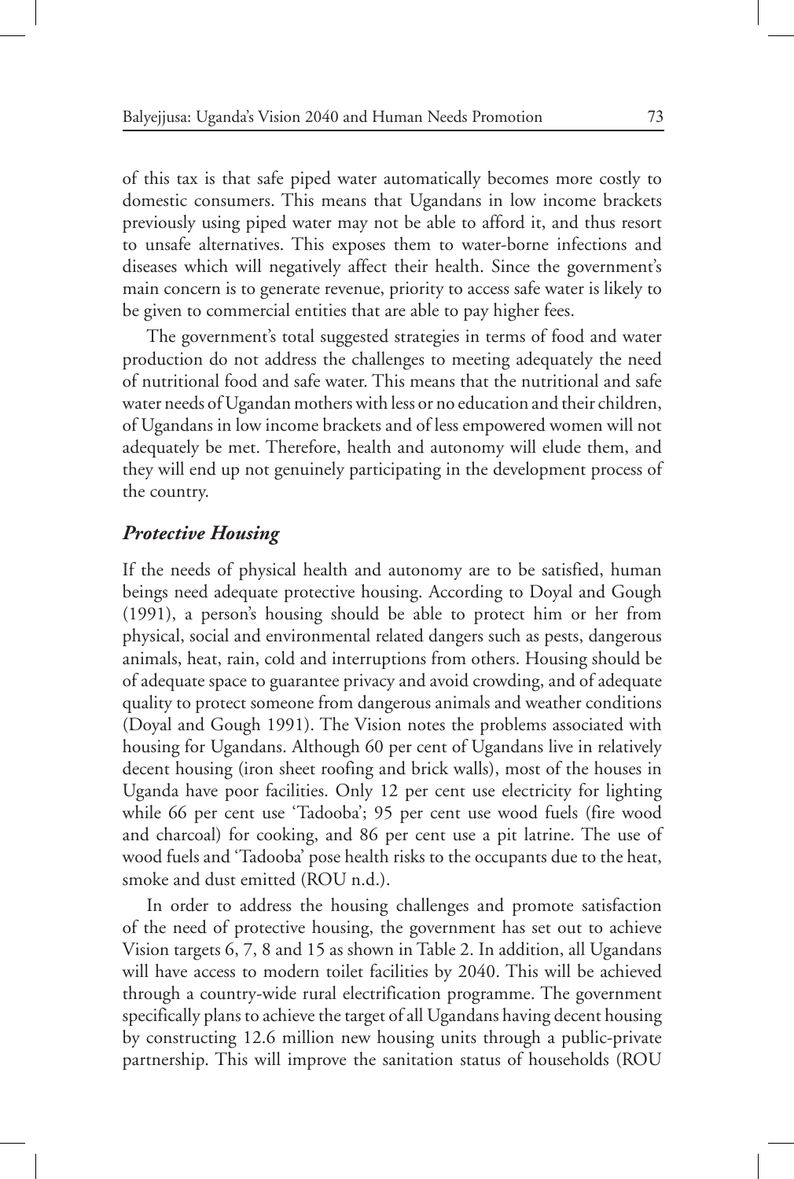of this tax is that safe piped water automatically becomes more costly to domestic consumers. This means that Ugandans in low income brackets previously using piped water may not be able to afford it, and thus resort to unsafe alternatives. This exposes them to water-borne infections and diseases which will negatively affect their health. Since the government's main concern is to generate revenue, priority to access safe water is likely to be given to commercial entities that are able to pay higher fees.

The government's total suggested strategies in terms of food and water production do not address the challenges to meeting adequately the need of nutritional food and safe water. This means that the nutritional and safe water needs of Ugandan mothers with less or no education and their children, of Ugandans in low income brackets and of less empowered women will not adequately be met. Therefore, health and autonomy will elude them, and they will end up not genuinely participating in the development process of the country.

### *Protective Housing*

If the needs of physical health and autonomy are to be satisfied, human beings need adequate protective housing. According to Doyal and Gough (1991), a person's housing should be able to protect him or her from physical, social and environmental related dangers such as pests, dangerous animals, heat, rain, cold and interruptions from others. Housing should be of adequate space to guarantee privacy and avoid crowding, and of adequate quality to protect someone from dangerous animals and weather conditions (Doyal and Gough 1991). The Vision notes the problems associated with housing for Ugandans. Although 60 per cent of Ugandans live in relatively decent housing (iron sheet roofing and brick walls), most of the houses in Uganda have poor facilities. Only 12 per cent use electricity for lighting while 66 per cent use 'Tadooba'; 95 per cent use wood fuels (fire wood and charcoal) for cooking, and 86 per cent use a pit latrine. The use of wood fuels and 'Tadooba' pose health risks to the occupants due to the heat, smoke and dust emitted (ROU n.d.).

In order to address the housing challenges and promote satisfaction of the need of protective housing, the government has set out to achieve Vision targets 6, 7, 8 and 15 as shown in Table 2. In addition, all Ugandans will have access to modern toilet facilities by 2040. This will be achieved through a country-wide rural electrification programme. The government specifically plans to achieve the target of all Ugandans having decent housing by constructing 12.6 million new housing units through a public-private partnership. This will improve the sanitation status of households (ROU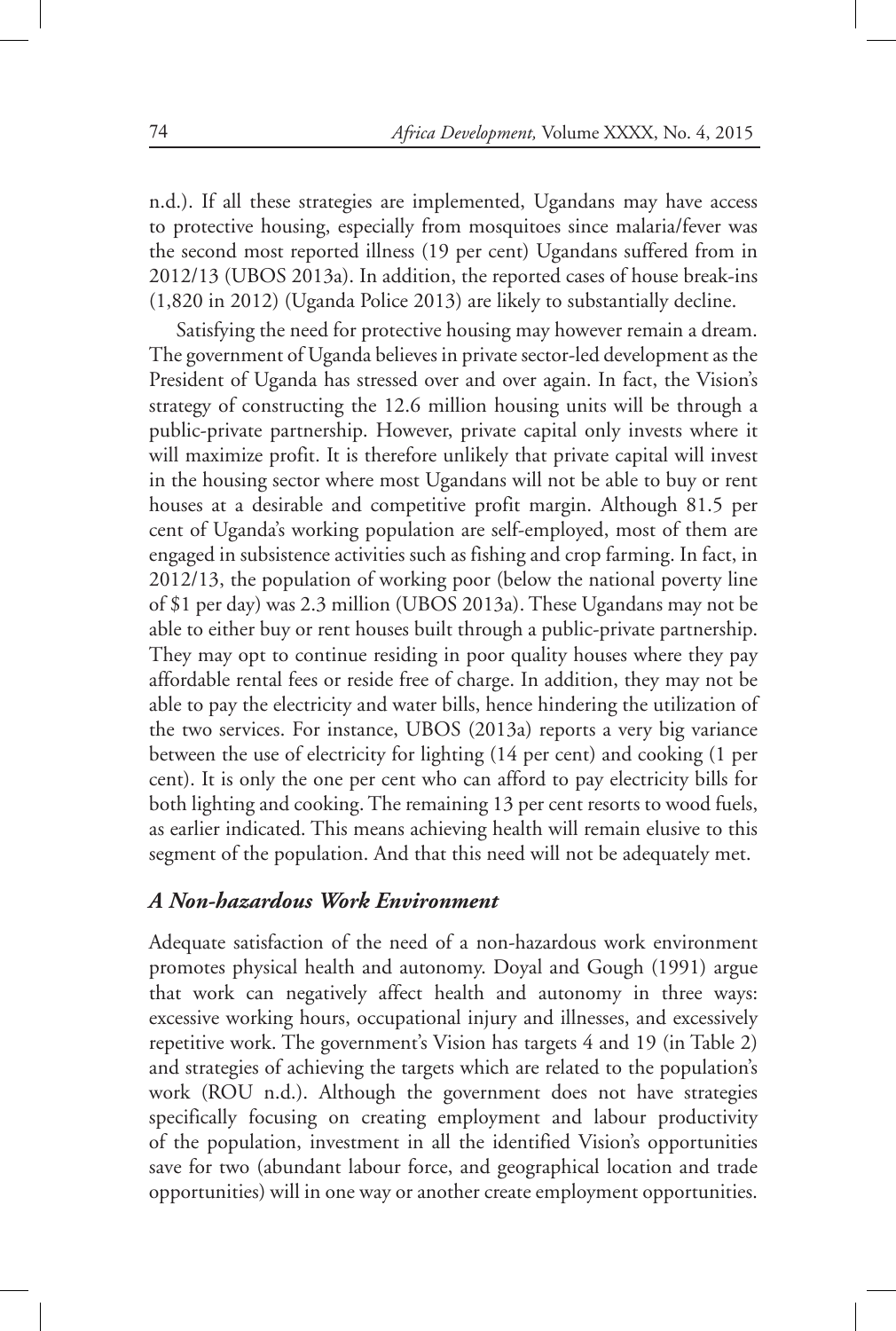n.d.). If all these strategies are implemented, Ugandans may have access to protective housing, especially from mosquitoes since malaria/fever was the second most reported illness (19 per cent) Ugandans suffered from in 2012/13 (UBOS 2013a). In addition, the reported cases of house break-ins (1,820 in 2012) (Uganda Police 2013) are likely to substantially decline.

Satisfying the need for protective housing may however remain a dream. The government of Uganda believes in private sector-led development as the President of Uganda has stressed over and over again. In fact, the Vision's strategy of constructing the 12.6 million housing units will be through a public-private partnership. However, private capital only invests where it will maximize profit. It is therefore unlikely that private capital will invest in the housing sector where most Ugandans will not be able to buy or rent houses at a desirable and competitive profit margin. Although 81.5 per cent of Uganda's working population are self-employed, most of them are engaged in subsistence activities such as fishing and crop farming. In fact, in 2012/13, the population of working poor (below the national poverty line of $1 per day) was 2.3 million (UBOS 2013a). These Ugandans may not be able to either buy or rent houses built through a public-private partnership. They may opt to continue residing in poor quality houses where they pay affordable rental fees or reside free of charge. In addition, they may not be able to pay the electricity and water bills, hence hindering the utilization of the two services. For instance, UBOS (2013a) reports a very big variance between the use of electricity for lighting (14 per cent) and cooking (1 per cent). It is only the one per cent who can afford to pay electricity bills for both lighting and cooking. The remaining 13 per cent resorts to wood fuels, as earlier indicated. This means achieving health will remain elusive to this segment of the population. And that this need will not be adequately met.

### *A Non-hazardous Work Environment*

Adequate satisfaction of the need of a non-hazardous work environment promotes physical health and autonomy. Doyal and Gough (1991) argue that work can negatively affect health and autonomy in three ways: excessive working hours, occupational injury and illnesses, and excessively repetitive work. The government's Vision has targets 4 and 19 (in Table 2) and strategies of achieving the targets which are related to the population's work (ROU n.d.). Although the government does not have strategies specifically focusing on creating employment and labour productivity of the population, investment in all the identified Vision's opportunities save for two (abundant labour force, and geographical location and trade opportunities) will in one way or another create employment opportunities.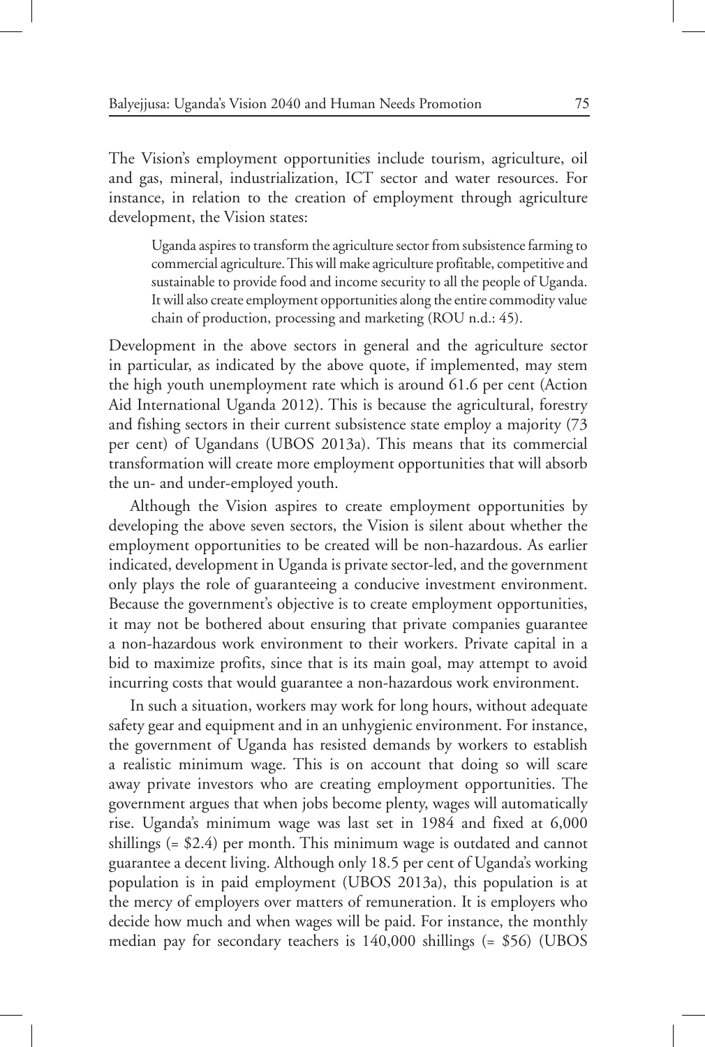The Vision's employment opportunities include tourism, agriculture, oil and gas, mineral, industrialization, ICT sector and water resources. For instance, in relation to the creation of employment through agriculture development, the Vision states:

> Uganda aspires to transform the agriculture sector from subsistence farming to commercial agriculture. This will make agriculture profitable, competitive and sustainable to provide food and income security to all the people of Uganda. It will also create employment opportunities along the entire commodity value chain of production, processing and marketing (ROU n.d.: 45).

Development in the above sectors in general and the agriculture sector in particular, as indicated by the above quote, if implemented, may stem the high youth unemployment rate which is around 61.6 per cent (Action Aid International Uganda 2012). This is because the agricultural, forestry and fishing sectors in their current subsistence state employ a majority (73 per cent) of Ugandans (UBOS 2013a). This means that its commercial transformation will create more employment opportunities that will absorb the un- and under-employed youth.

Although the Vision aspires to create employment opportunities by developing the above seven sectors, the Vision is silent about whether the employment opportunities to be created will be non-hazardous. As earlier indicated, development in Uganda is private sector-led, and the government only plays the role of guaranteeing a conducive investment environment. Because the government's objective is to create employment opportunities, it may not be bothered about ensuring that private companies guarantee a non-hazardous work environment to their workers. Private capital in a bid to maximize profits, since that is its main goal, may attempt to avoid incurring costs that would guarantee a non-hazardous work environment.

In such a situation, workers may work for long hours, without adequate safety gear and equipment and in an unhygienic environment. For instance, the government of Uganda has resisted demands by workers to establish a realistic minimum wage. This is on account that doing so will scare away private investors who are creating employment opportunities. The government argues that when jobs become plenty, wages will automatically rise. Uganda's minimum wage was last set in 1984 and fixed at 6,000 shillings (= $2.4) per month. This minimum wage is outdated and cannot guarantee a decent living. Although only 18.5 per cent of Uganda's working population is in paid employment (UBOS 2013a), this population is at the mercy of employers over matters of remuneration. It is employers who decide how much and when wages will be paid. For instance, the monthly median pay for secondary teachers is 140,000 shillings (= $56) (UBOS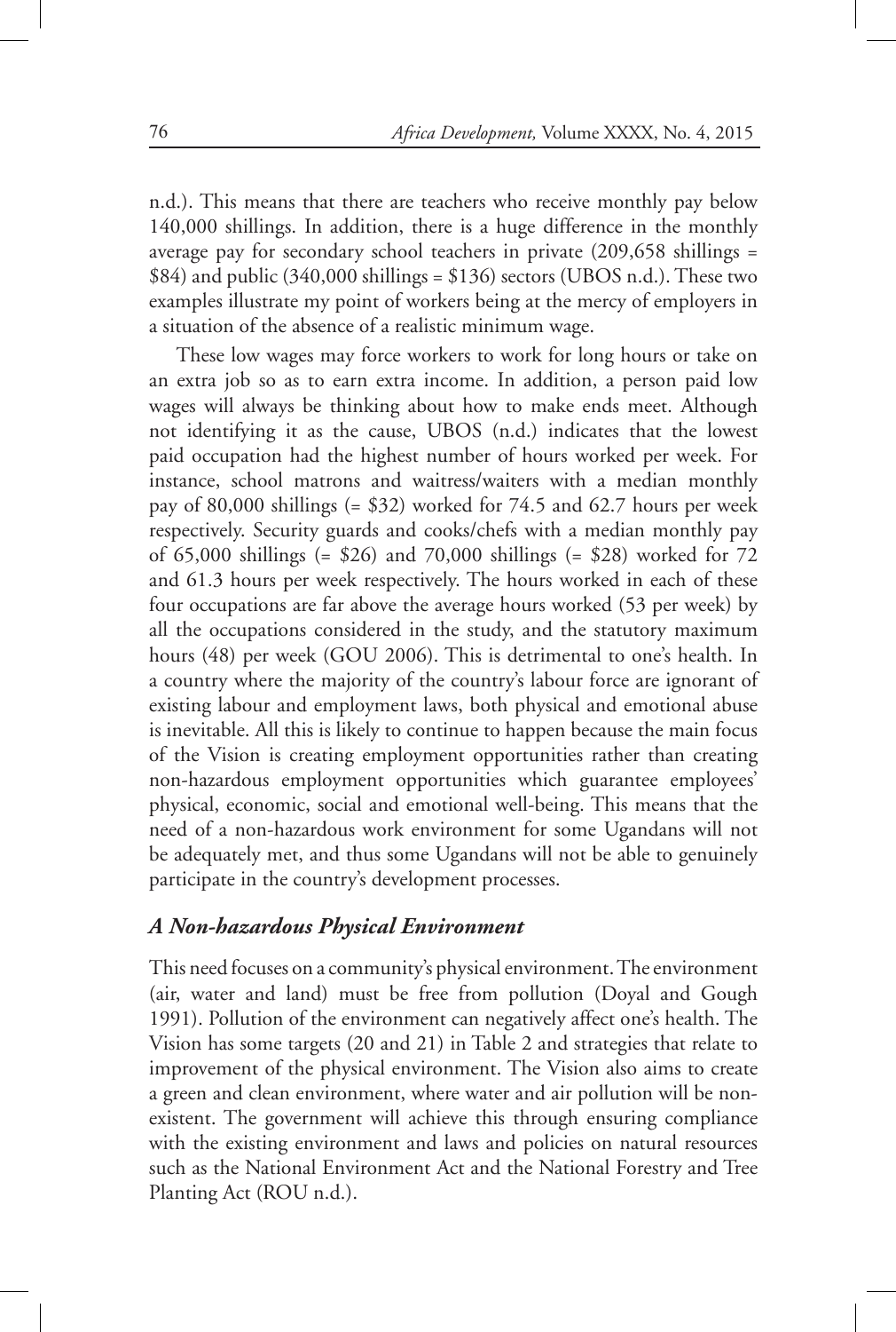n.d.). This means that there are teachers who receive monthly pay below 140,000 shillings. In addition, there is a huge difference in the monthly average pay for secondary school teachers in private (209,658 shillings = $84) and public (340,000 shillings = $136) sectors (UBOS n.d.). These two examples illustrate my point of workers being at the mercy of employers in a situation of the absence of a realistic minimum wage.

These low wages may force workers to work for long hours or take on an extra job so as to earn extra income. In addition, a person paid low wages will always be thinking about how to make ends meet. Although not identifying it as the cause, UBOS (n.d.) indicates that the lowest paid occupation had the highest number of hours worked per week. For instance, school matrons and waitress/waiters with a median monthly pay of 80,000 shillings (= $32) worked for 74.5 and 62.7 hours per week respectively. Security guards and cooks/chefs with a median monthly pay of 65,000 shillings (= $26) and 70,000 shillings (= $28) worked for 72 and 61.3 hours per week respectively. The hours worked in each of these four occupations are far above the average hours worked (53 per week) by all the occupations considered in the study, and the statutory maximum hours (48) per week (GOU 2006). This is detrimental to one's health. In a country where the majority of the country's labour force are ignorant of existing labour and employment laws, both physical and emotional abuse is inevitable. All this is likely to continue to happen because the main focus of the Vision is creating employment opportunities rather than creating non-hazardous employment opportunities which guarantee employees' physical, economic, social and emotional well-being. This means that the need of a non-hazardous work environment for some Ugandans will not be adequately met, and thus some Ugandans will not be able to genuinely participate in the country's development processes.

### *A Non-hazardous Physical Environment*

This need focuses on a community's physical environment. The environment (air, water and land) must be free from pollution (Doyal and Gough 1991). Pollution of the environment can negatively affect one's health. The Vision has some targets (20 and 21) in Table 2 and strategies that relate to improvement of the physical environment. The Vision also aims to create a green and clean environment, where water and air pollution will be non-existent. The government will achieve this through ensuring compliance with the existing environment and laws and policies on natural resources such as the National Environment Act and the National Forestry and Tree Planting Act (ROU n.d.).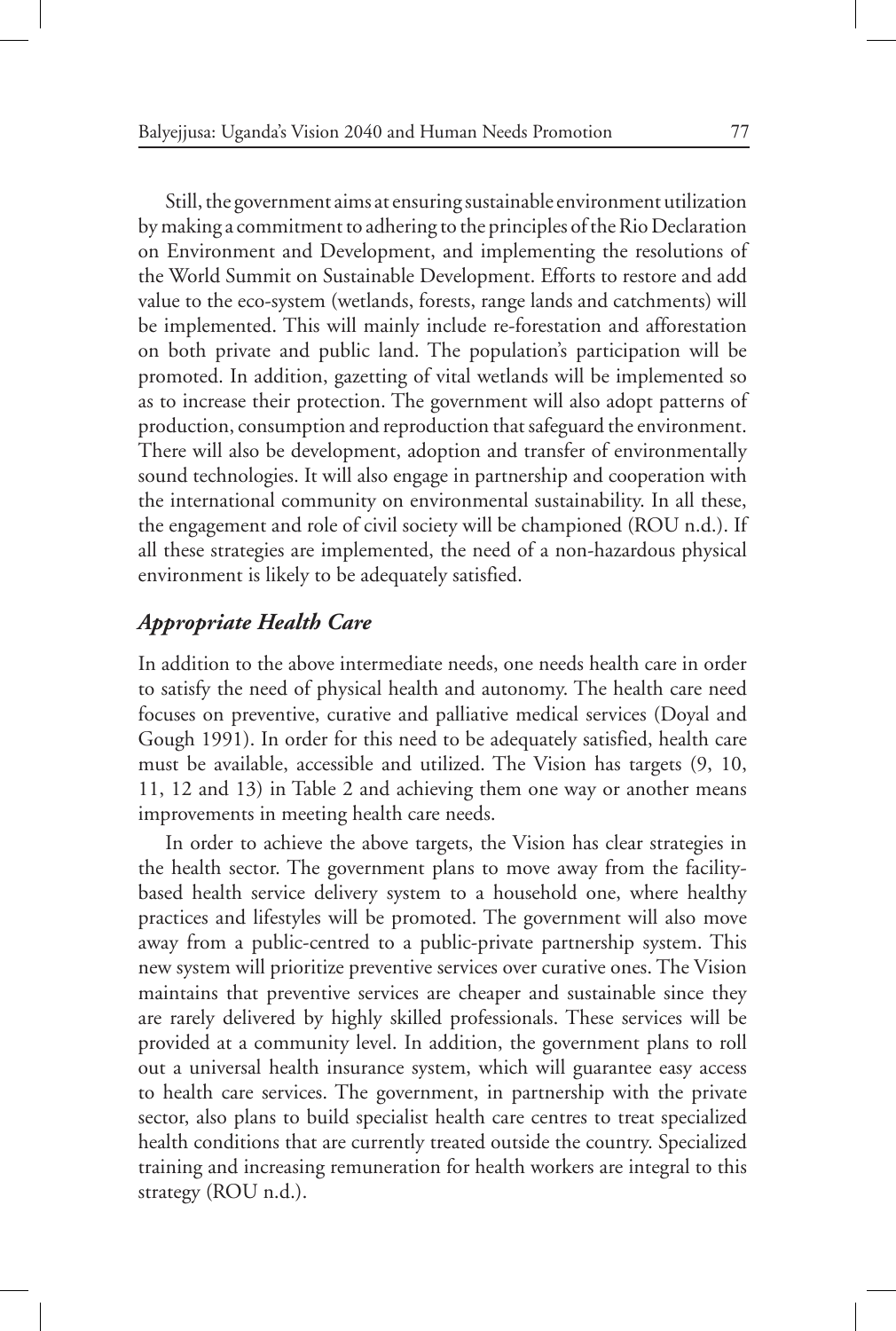Still, the government aims at ensuring sustainable environment utilization by making a commitment to adhering to the principles of the Rio Declaration on Environment and Development, and implementing the resolutions of the World Summit on Sustainable Development. Efforts to restore and add value to the eco-system (wetlands, forests, range lands and catchments) will be implemented. This will mainly include re-forestation and afforestation on both private and public land. The population's participation will be promoted. In addition, gazetting of vital wetlands will be implemented so as to increase their protection. The government will also adopt patterns of production, consumption and reproduction that safeguard the environment. There will also be development, adoption and transfer of environmentally sound technologies. It will also engage in partnership and cooperation with the international community on environmental sustainability. In all these, the engagement and role of civil society will be championed (ROU n.d.). If all these strategies are implemented, the need of a non-hazardous physical environment is likely to be adequately satisfied.

### *Appropriate Health Care*

In addition to the above intermediate needs, one needs health care in order to satisfy the need of physical health and autonomy. The health care need focuses on preventive, curative and palliative medical services (Doyal and Gough 1991). In order for this need to be adequately satisfied, health care must be available, accessible and utilized. The Vision has targets (9, 10, 11, 12 and 13) in Table 2 and achieving them one way or another means improvements in meeting health care needs.

In order to achieve the above targets, the Vision has clear strategies in the health sector. The government plans to move away from the facility-based health service delivery system to a household one, where healthy practices and lifestyles will be promoted. The government will also move away from a public-centred to a public-private partnership system. This new system will prioritize preventive services over curative ones. The Vision maintains that preventive services are cheaper and sustainable since they are rarely delivered by highly skilled professionals. These services will be provided at a community level. In addition, the government plans to roll out a universal health insurance system, which will guarantee easy access to health care services. The government, in partnership with the private sector, also plans to build specialist health care centres to treat specialized health conditions that are currently treated outside the country. Specialized training and increasing remuneration for health workers are integral to this strategy (ROU n.d.).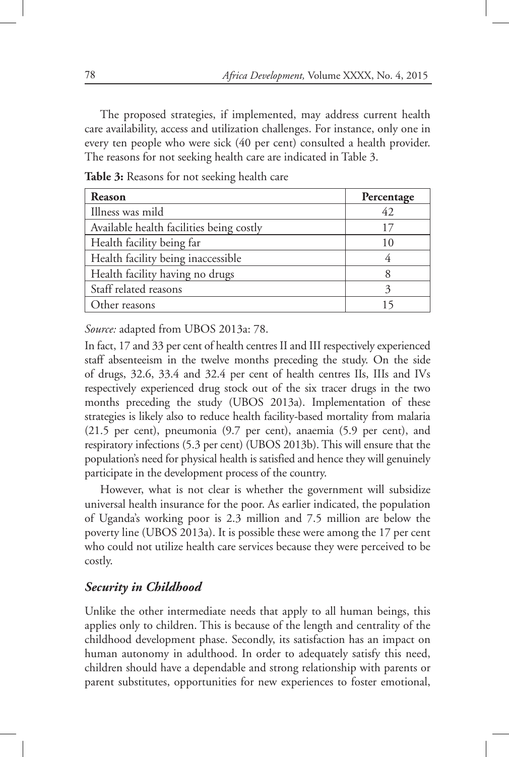The proposed strategies, if implemented, may address current health care availability, access and utilization challenges. For instance, only one in every ten people who were sick (40 per cent) consulted a health provider. The reasons for not seeking health care are indicated in Table 3.

**Table 3:** Reasons for not seeking health care

| Reason | Percentage |
|---|---|
| Illness was mild | 42 |
| Available health facilities being costly | 17 |
| Health facility being far | 10 |
| Health facility being inaccessible | 4 |
| Health facility having no drugs | 8 |
| Staff related reasons | 3 |
| Other reasons | 15 |

*Source:* adapted from UBOS 2013a: 78.

In fact, 17 and 33 per cent of health centres II and III respectively experienced staff absenteeism in the twelve months preceding the study. On the side of drugs, 32.6, 33.4 and 32.4 per cent of health centres IIs, IIIs and IVs respectively experienced drug stock out of the six tracer drugs in the two months preceding the study (UBOS 2013a). Implementation of these strategies is likely also to reduce health facility-based mortality from malaria (21.5 per cent), pneumonia (9.7 per cent), anaemia (5.9 per cent), and respiratory infections (5.3 per cent) (UBOS 2013b). This will ensure that the population's need for physical health is satisfied and hence they will genuinely participate in the development process of the country.

However, what is not clear is whether the government will subsidize universal health insurance for the poor. As earlier indicated, the population of Uganda's working poor is 2.3 million and 7.5 million are below the poverty line (UBOS 2013a). It is possible these were among the 17 per cent who could not utilize health care services because they were perceived to be costly.

### *Security in Childhood*

Unlike the other intermediate needs that apply to all human beings, this applies only to children. This is because of the length and centrality of the childhood development phase. Secondly, its satisfaction has an impact on human autonomy in adulthood. In order to adequately satisfy this need, children should have a dependable and strong relationship with parents or parent substitutes, opportunities for new experiences to foster emotional,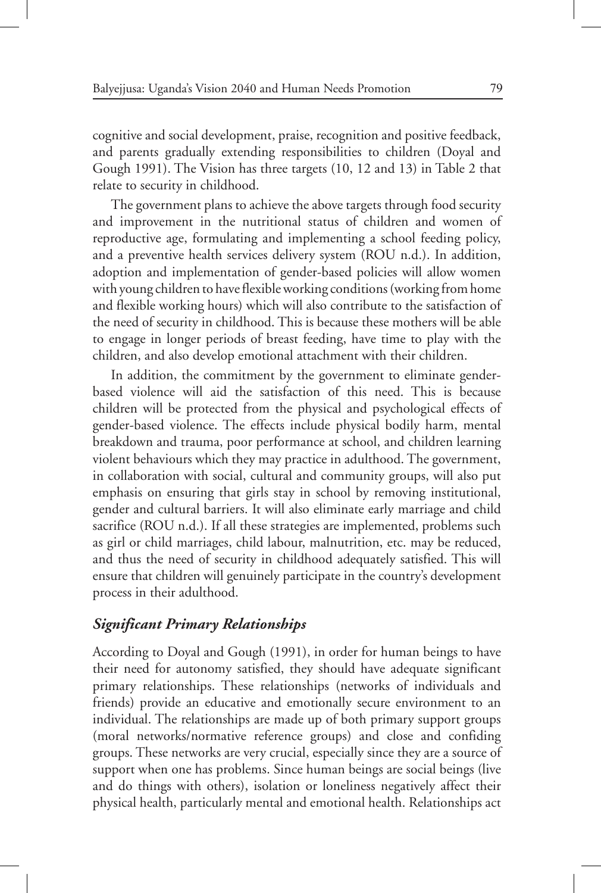cognitive and social development, praise, recognition and positive feedback, and parents gradually extending responsibilities to children (Doyal and Gough 1991). The Vision has three targets (10, 12 and 13) in Table 2 that relate to security in childhood.

The government plans to achieve the above targets through food security and improvement in the nutritional status of children and women of reproductive age, formulating and implementing a school feeding policy, and a preventive health services delivery system (ROU n.d.). In addition, adoption and implementation of gender-based policies will allow women with young children to have flexible working conditions (working from home and flexible working hours) which will also contribute to the satisfaction of the need of security in childhood. This is because these mothers will be able to engage in longer periods of breast feeding, have time to play with the children, and also develop emotional attachment with their children.

In addition, the commitment by the government to eliminate gender-based violence will aid the satisfaction of this need. This is because children will be protected from the physical and psychological effects of gender-based violence. The effects include physical bodily harm, mental breakdown and trauma, poor performance at school, and children learning violent behaviours which they may practice in adulthood. The government, in collaboration with social, cultural and community groups, will also put emphasis on ensuring that girls stay in school by removing institutional, gender and cultural barriers. It will also eliminate early marriage and child sacrifice (ROU n.d.). If all these strategies are implemented, problems such as girl or child marriages, child labour, malnutrition, etc. may be reduced, and thus the need of security in childhood adequately satisfied. This will ensure that children will genuinely participate in the country's development process in their adulthood.

### *Significant Primary Relationships*

According to Doyal and Gough (1991), in order for human beings to have their need for autonomy satisfied, they should have adequate significant primary relationships. These relationships (networks of individuals and friends) provide an educative and emotionally secure environment to an individual. The relationships are made up of both primary support groups (moral networks/normative reference groups) and close and confiding groups. These networks are very crucial, especially since they are a source of support when one has problems. Since human beings are social beings (live and do things with others), isolation or loneliness negatively affect their physical health, particularly mental and emotional health. Relationships act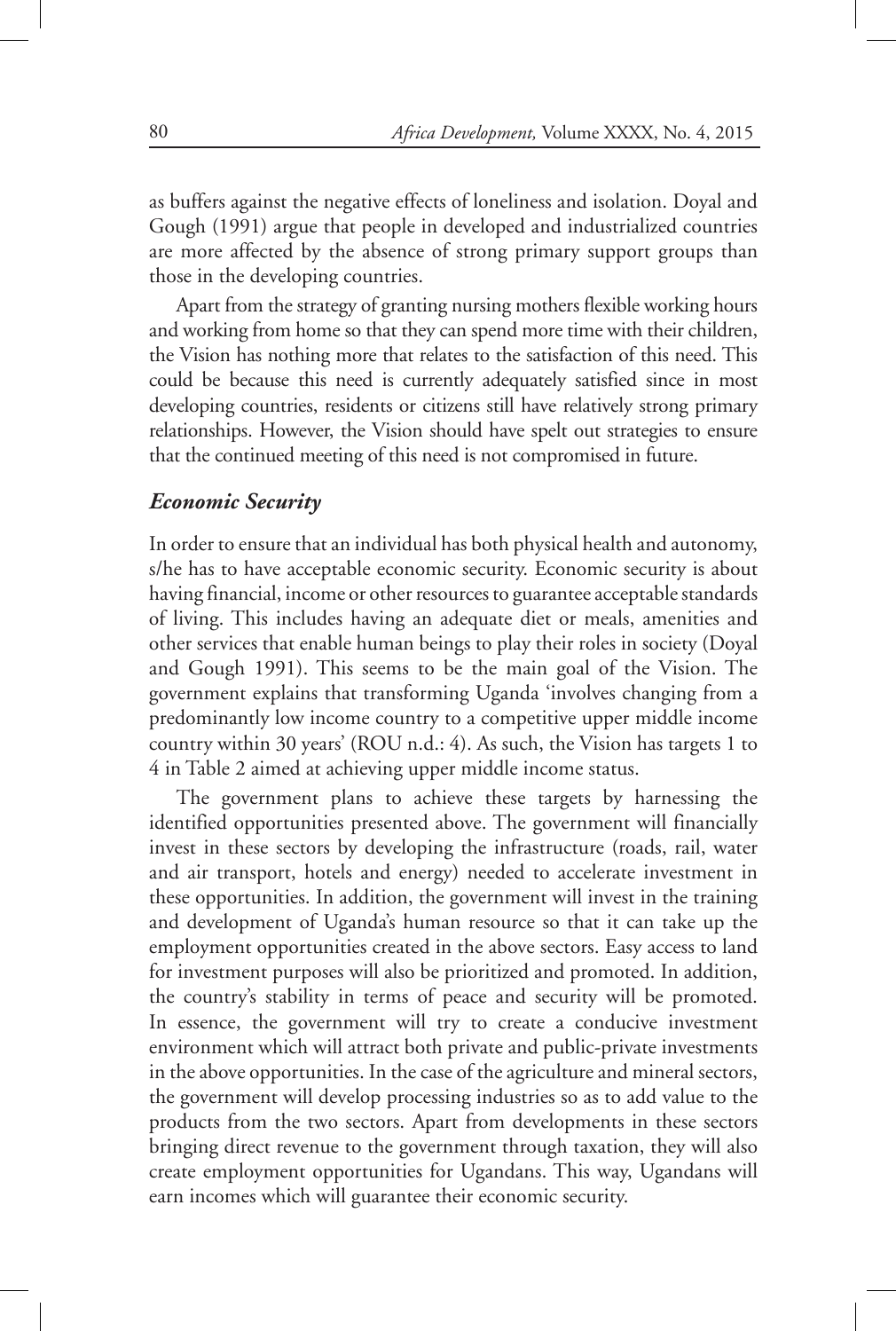as buffers against the negative effects of loneliness and isolation. Doyal and Gough (1991) argue that people in developed and industrialized countries are more affected by the absence of strong primary support groups than those in the developing countries.

Apart from the strategy of granting nursing mothers flexible working hours and working from home so that they can spend more time with their children, the Vision has nothing more that relates to the satisfaction of this need. This could be because this need is currently adequately satisfied since in most developing countries, residents or citizens still have relatively strong primary relationships. However, the Vision should have spelt out strategies to ensure that the continued meeting of this need is not compromised in future.

### *Economic Security*

In order to ensure that an individual has both physical health and autonomy, s/he has to have acceptable economic security. Economic security is about having financial, income or other resources to guarantee acceptable standards of living. This includes having an adequate diet or meals, amenities and other services that enable human beings to play their roles in society (Doyal and Gough 1991). This seems to be the main goal of the Vision. The government explains that transforming Uganda 'involves changing from a predominantly low income country to a competitive upper middle income country within 30 years' (ROU n.d.: 4). As such, the Vision has targets 1 to 4 in Table 2 aimed at achieving upper middle income status.

The government plans to achieve these targets by harnessing the identified opportunities presented above. The government will financially invest in these sectors by developing the infrastructure (roads, rail, water and air transport, hotels and energy) needed to accelerate investment in these opportunities. In addition, the government will invest in the training and development of Uganda's human resource so that it can take up the employment opportunities created in the above sectors. Easy access to land for investment purposes will also be prioritized and promoted. In addition, the country's stability in terms of peace and security will be promoted. In essence, the government will try to create a conducive investment environment which will attract both private and public-private investments in the above opportunities. In the case of the agriculture and mineral sectors, the government will develop processing industries so as to add value to the products from the two sectors. Apart from developments in these sectors bringing direct revenue to the government through taxation, they will also create employment opportunities for Ugandans. This way, Ugandans will earn incomes which will guarantee their economic security.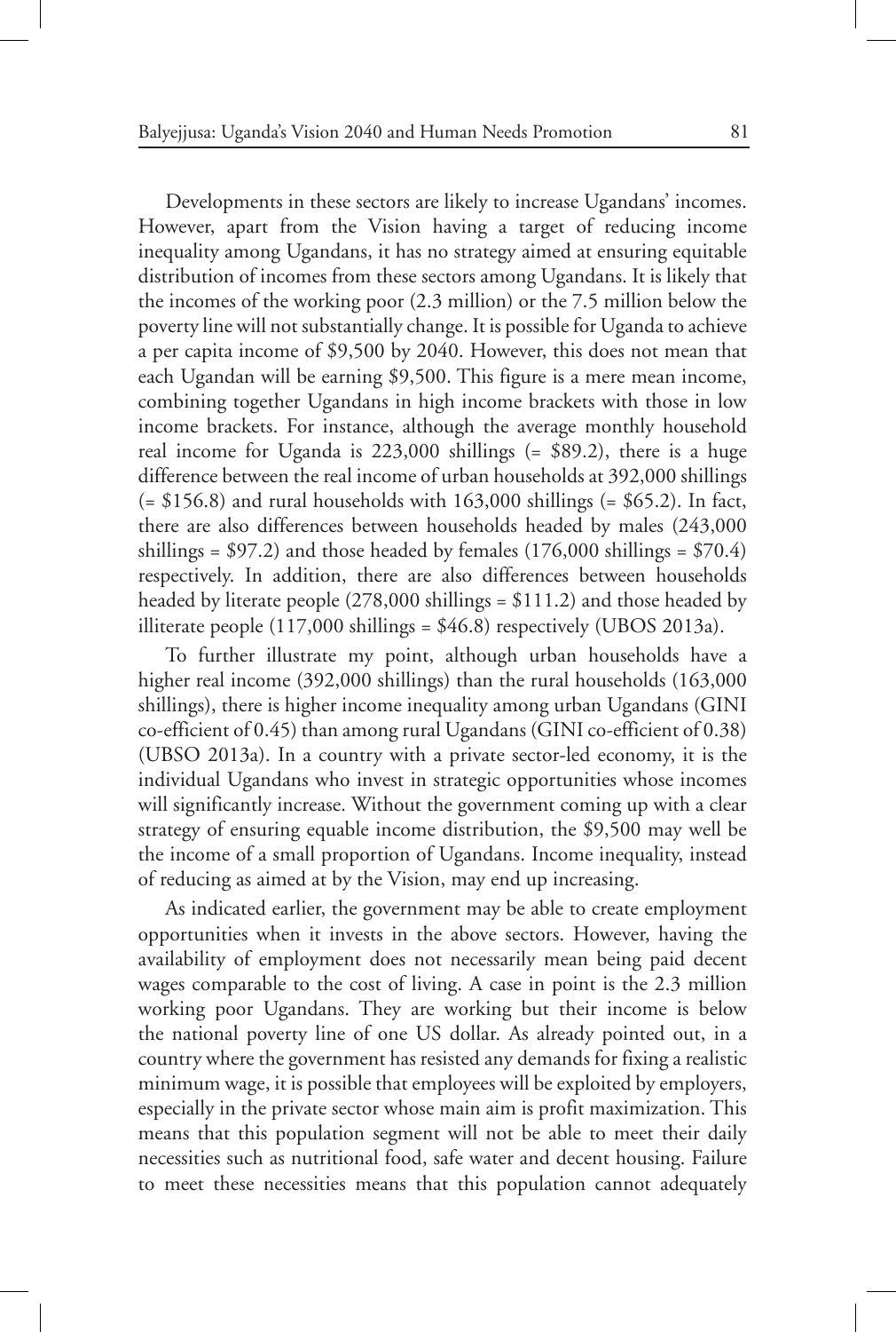Developments in these sectors are likely to increase Ugandans' incomes. However, apart from the Vision having a target of reducing income inequality among Ugandans, it has no strategy aimed at ensuring equitable distribution of incomes from these sectors among Ugandans. It is likely that the incomes of the working poor (2.3 million) or the 7.5 million below the poverty line will not substantially change. It is possible for Uganda to achieve a per capita income of $9,500 by 2040. However, this does not mean that each Ugandan will be earning $9,500. This figure is a mere mean income, combining together Ugandans in high income brackets with those in low income brackets. For instance, although the average monthly household real income for Uganda is 223,000 shillings (= $89.2), there is a huge difference between the real income of urban households at 392,000 shillings (= $156.8) and rural households with 163,000 shillings (= $65.2). In fact, there are also differences between households headed by males (243,000 shillings = $97.2) and those headed by females (176,000 shillings = $70.4) respectively. In addition, there are also differences between households headed by literate people (278,000 shillings = $111.2) and those headed by illiterate people (117,000 shillings = $46.8) respectively (UBOS 2013a).

To further illustrate my point, although urban households have a higher real income (392,000 shillings) than the rural households (163,000 shillings), there is higher income inequality among urban Ugandans (GINI co-efficient of 0.45) than among rural Ugandans (GINI co-efficient of 0.38) (UBSO 2013a). In a country with a private sector-led economy, it is the individual Ugandans who invest in strategic opportunities whose incomes will significantly increase. Without the government coming up with a clear strategy of ensuring equable income distribution, the $9,500 may well be the income of a small proportion of Ugandans. Income inequality, instead of reducing as aimed at by the Vision, may end up increasing.

As indicated earlier, the government may be able to create employment opportunities when it invests in the above sectors. However, having the availability of employment does not necessarily mean being paid decent wages comparable to the cost of living. A case in point is the 2.3 million working poor Ugandans. They are working but their income is below the national poverty line of one US dollar. As already pointed out, in a country where the government has resisted any demands for fixing a realistic minimum wage, it is possible that employees will be exploited by employers, especially in the private sector whose main aim is profit maximization. This means that this population segment will not be able to meet their daily necessities such as nutritional food, safe water and decent housing. Failure to meet these necessities means that this population cannot adequately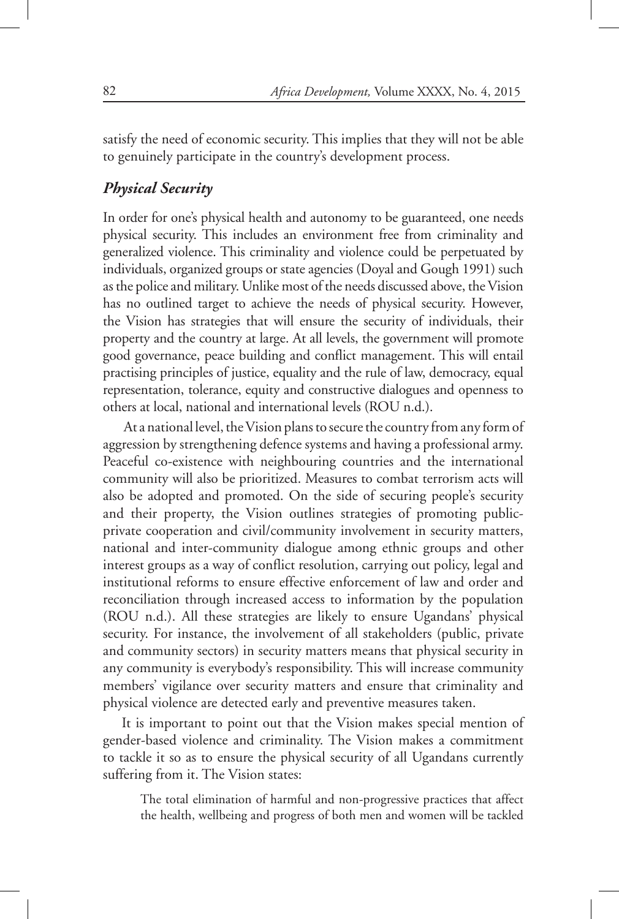satisfy the need of economic security. This implies that they will not be able to genuinely participate in the country's development process.

### *Physical Security*

In order for one's physical health and autonomy to be guaranteed, one needs physical security. This includes an environment free from criminality and generalized violence. This criminality and violence could be perpetuated by individuals, organized groups or state agencies (Doyal and Gough 1991) such as the police and military. Unlike most of the needs discussed above, the Vision has no outlined target to achieve the needs of physical security. However, the Vision has strategies that will ensure the security of individuals, their property and the country at large. At all levels, the government will promote good governance, peace building and conflict management. This will entail practising principles of justice, equality and the rule of law, democracy, equal representation, tolerance, equity and constructive dialogues and openness to others at local, national and international levels (ROU n.d.).

At a national level, the Vision plans to secure the country from any form of aggression by strengthening defence systems and having a professional army. Peaceful co-existence with neighbouring countries and the international community will also be prioritized. Measures to combat terrorism acts will also be adopted and promoted. On the side of securing people's security and their property, the Vision outlines strategies of promoting public-private cooperation and civil/community involvement in security matters, national and inter-community dialogue among ethnic groups and other interest groups as a way of conflict resolution, carrying out policy, legal and institutional reforms to ensure effective enforcement of law and order and reconciliation through increased access to information by the population (ROU n.d.). All these strategies are likely to ensure Ugandans' physical security. For instance, the involvement of all stakeholders (public, private and community sectors) in security matters means that physical security in any community is everybody's responsibility. This will increase community members' vigilance over security matters and ensure that criminality and physical violence are detected early and preventive measures taken.

It is important to point out that the Vision makes special mention of gender-based violence and criminality. The Vision makes a commitment to tackle it so as to ensure the physical security of all Ugandans currently suffering from it. The Vision states:

> The total elimination of harmful and non-progressive practices that affect the health, wellbeing and progress of both men and women will be tackled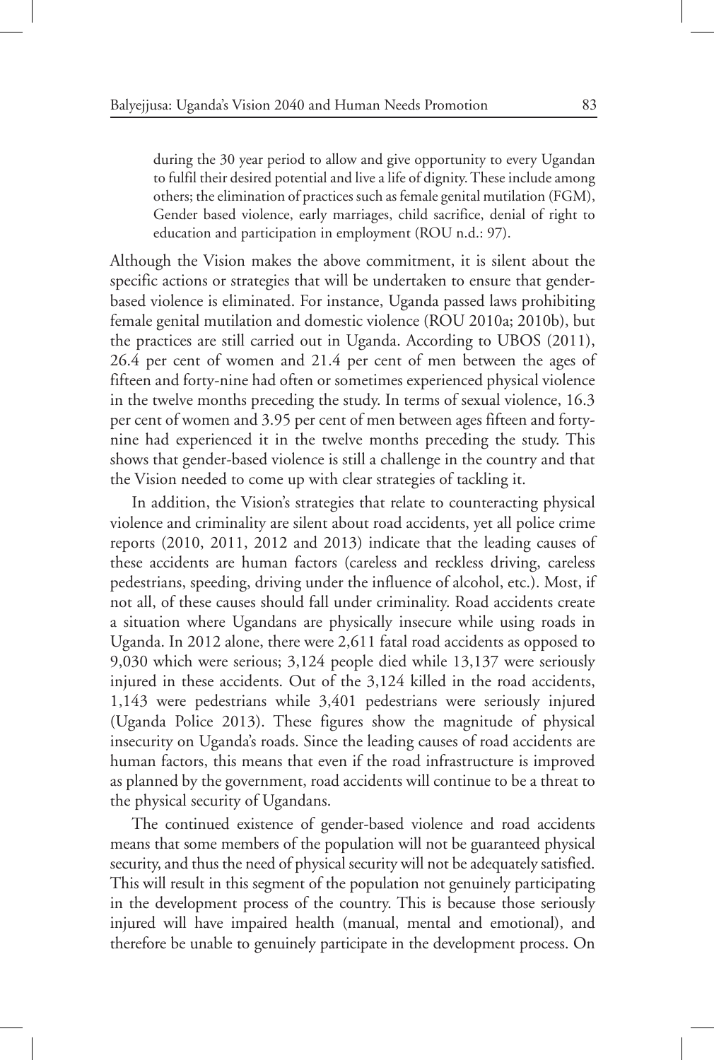> during the 30 year period to allow and give opportunity to every Ugandan to fulfil their desired potential and live a life of dignity. These include among others; the elimination of practices such as female genital mutilation (FGM), Gender based violence, early marriages, child sacrifice, denial of right to education and participation in employment (ROU n.d.: 97).

Although the Vision makes the above commitment, it is silent about the specific actions or strategies that will be undertaken to ensure that gender-based violence is eliminated. For instance, Uganda passed laws prohibiting female genital mutilation and domestic violence (ROU 2010a; 2010b), but the practices are still carried out in Uganda. According to UBOS (2011), 26.4 per cent of women and 21.4 per cent of men between the ages of fifteen and forty-nine had often or sometimes experienced physical violence in the twelve months preceding the study. In terms of sexual violence, 16.3 per cent of women and 3.95 per cent of men between ages fifteen and forty-nine had experienced it in the twelve months preceding the study. This shows that gender-based violence is still a challenge in the country and that the Vision needed to come up with clear strategies of tackling it.

In addition, the Vision's strategies that relate to counteracting physical violence and criminality are silent about road accidents, yet all police crime reports (2010, 2011, 2012 and 2013) indicate that the leading causes of these accidents are human factors (careless and reckless driving, careless pedestrians, speeding, driving under the influence of alcohol, etc.). Most, if not all, of these causes should fall under criminality. Road accidents create a situation where Ugandans are physically insecure while using roads in Uganda. In 2012 alone, there were 2,611 fatal road accidents as opposed to 9,030 which were serious; 3,124 people died while 13,137 were seriously injured in these accidents. Out of the 3,124 killed in the road accidents, 1,143 were pedestrians while 3,401 pedestrians were seriously injured (Uganda Police 2013). These figures show the magnitude of physical insecurity on Uganda's roads. Since the leading causes of road accidents are human factors, this means that even if the road infrastructure is improved as planned by the government, road accidents will continue to be a threat to the physical security of Ugandans.

The continued existence of gender-based violence and road accidents means that some members of the population will not be guaranteed physical security, and thus the need of physical security will not be adequately satisfied. This will result in this segment of the population not genuinely participating in the development process of the country. This is because those seriously injured will have impaired health (manual, mental and emotional), and therefore be unable to genuinely participate in the development process. On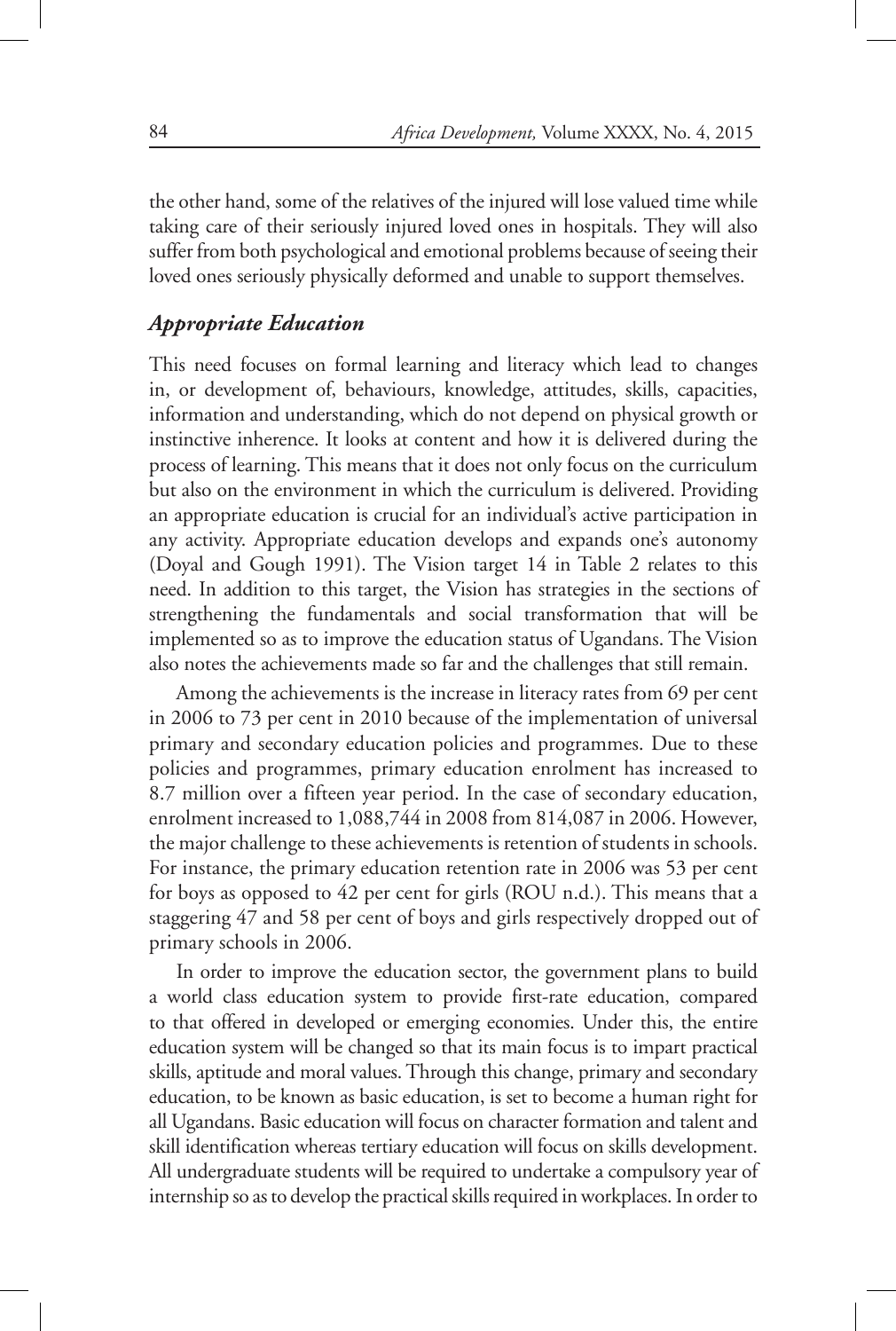the other hand, some of the relatives of the injured will lose valued time while taking care of their seriously injured loved ones in hospitals. They will also suffer from both psychological and emotional problems because of seeing their loved ones seriously physically deformed and unable to support themselves.

### *Appropriate Education*

This need focuses on formal learning and literacy which lead to changes in, or development of, behaviours, knowledge, attitudes, skills, capacities, information and understanding, which do not depend on physical growth or instinctive inherence. It looks at content and how it is delivered during the process of learning. This means that it does not only focus on the curriculum but also on the environment in which the curriculum is delivered. Providing an appropriate education is crucial for an individual's active participation in any activity. Appropriate education develops and expands one's autonomy (Doyal and Gough 1991). The Vision target 14 in Table 2 relates to this need. In addition to this target, the Vision has strategies in the sections of strengthening the fundamentals and social transformation that will be implemented so as to improve the education status of Ugandans. The Vision also notes the achievements made so far and the challenges that still remain.

Among the achievements is the increase in literacy rates from 69 per cent in 2006 to 73 per cent in 2010 because of the implementation of universal primary and secondary education policies and programmes. Due to these policies and programmes, primary education enrolment has increased to 8.7 million over a fifteen year period. In the case of secondary education, enrolment increased to 1,088,744 in 2008 from 814,087 in 2006. However, the major challenge to these achievements is retention of students in schools. For instance, the primary education retention rate in 2006 was 53 per cent for boys as opposed to 42 per cent for girls (ROU n.d.). This means that a staggering 47 and 58 per cent of boys and girls respectively dropped out of primary schools in 2006.

In order to improve the education sector, the government plans to build a world class education system to provide first-rate education, compared to that offered in developed or emerging economies. Under this, the entire education system will be changed so that its main focus is to impart practical skills, aptitude and moral values. Through this change, primary and secondary education, to be known as basic education, is set to become a human right for all Ugandans. Basic education will focus on character formation and talent and skill identification whereas tertiary education will focus on skills development. All undergraduate students will be required to undertake a compulsory year of internship so as to develop the practical skills required in workplaces. In order to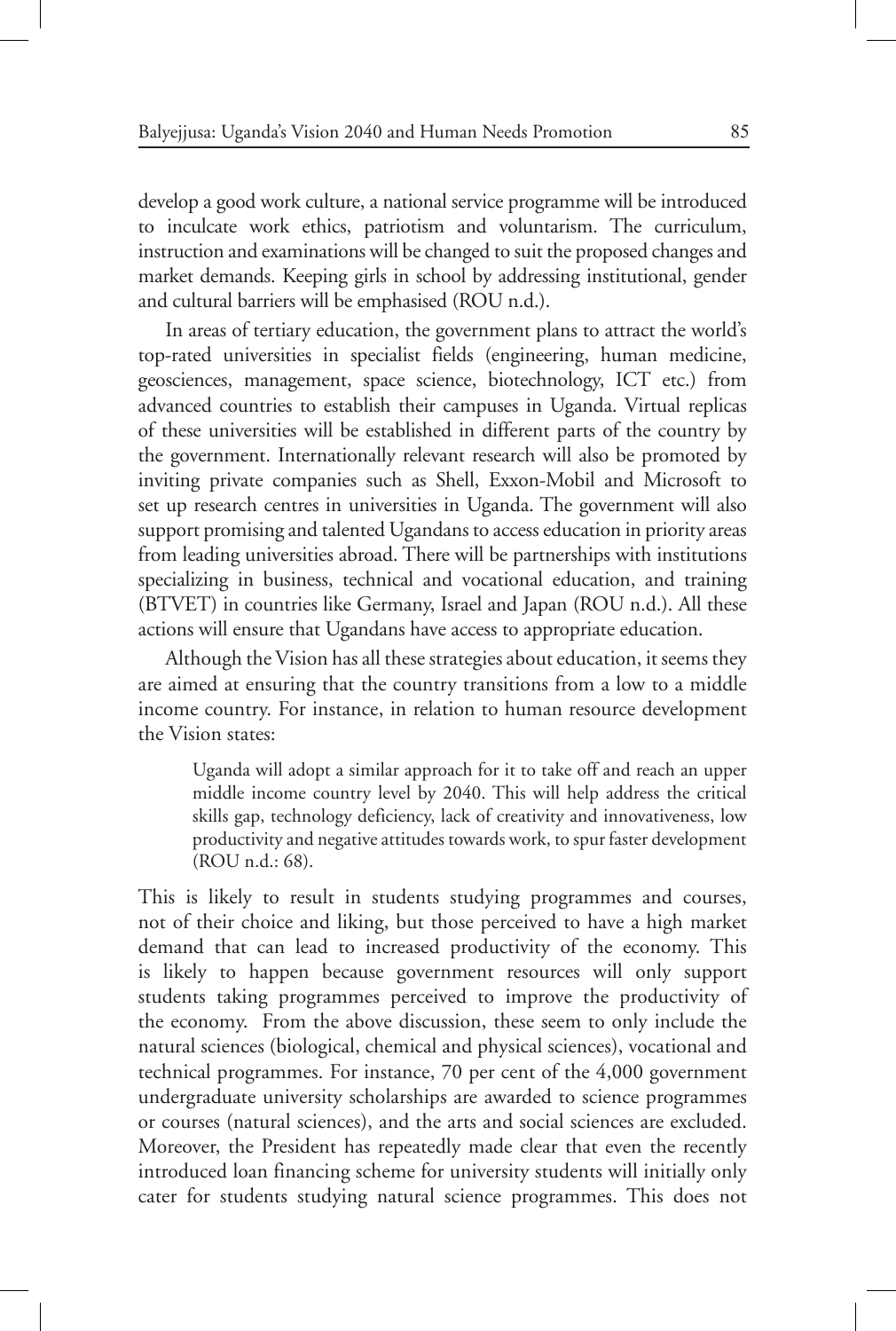develop a good work culture, a national service programme will be introduced to inculcate work ethics, patriotism and voluntarism. The curriculum, instruction and examinations will be changed to suit the proposed changes and market demands. Keeping girls in school by addressing institutional, gender and cultural barriers will be emphasised (ROU n.d.).

In areas of tertiary education, the government plans to attract the world's top-rated universities in specialist fields (engineering, human medicine, geosciences, management, space science, biotechnology, ICT etc.) from advanced countries to establish their campuses in Uganda. Virtual replicas of these universities will be established in different parts of the country by the government. Internationally relevant research will also be promoted by inviting private companies such as Shell, Exxon-Mobil and Microsoft to set up research centres in universities in Uganda. The government will also support promising and talented Ugandans to access education in priority areas from leading universities abroad. There will be partnerships with institutions specializing in business, technical and vocational education, and training (BTVET) in countries like Germany, Israel and Japan (ROU n.d.). All these actions will ensure that Ugandans have access to appropriate education.

Although the Vision has all these strategies about education, it seems they are aimed at ensuring that the country transitions from a low to a middle income country. For instance, in relation to human resource development the Vision states:

> Uganda will adopt a similar approach for it to take off and reach an upper middle income country level by 2040. This will help address the critical skills gap, technology deficiency, lack of creativity and innovativeness, low productivity and negative attitudes towards work, to spur faster development (ROU n.d.: 68).

This is likely to result in students studying programmes and courses, not of their choice and liking, but those perceived to have a high market demand that can lead to increased productivity of the economy. This is likely to happen because government resources will only support students taking programmes perceived to improve the productivity of the economy. From the above discussion, these seem to only include the natural sciences (biological, chemical and physical sciences), vocational and technical programmes. For instance, 70 per cent of the 4,000 government undergraduate university scholarships are awarded to science programmes or courses (natural sciences), and the arts and social sciences are excluded. Moreover, the President has repeatedly made clear that even the recently introduced loan financing scheme for university students will initially only cater for students studying natural science programmes. This does not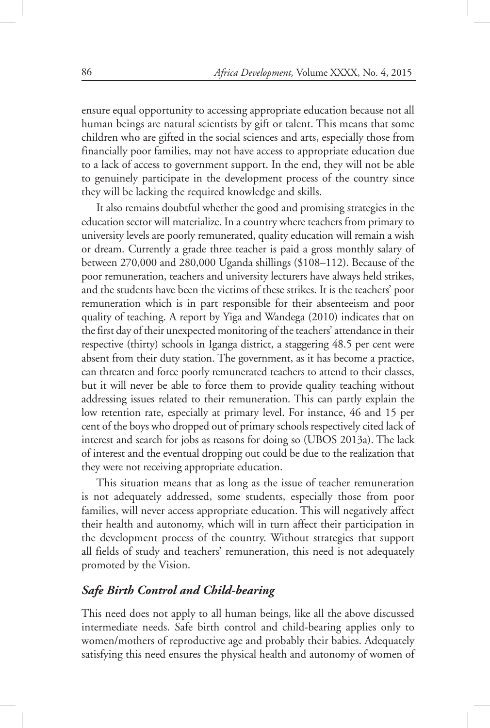ensure equal opportunity to accessing appropriate education because not all human beings are natural scientists by gift or talent. This means that some children who are gifted in the social sciences and arts, especially those from financially poor families, may not have access to appropriate education due to a lack of access to government support. In the end, they will not be able to genuinely participate in the development process of the country since they will be lacking the required knowledge and skills.

It also remains doubtful whether the good and promising strategies in the education sector will materialize. In a country where teachers from primary to university levels are poorly remunerated, quality education will remain a wish or dream. Currently a grade three teacher is paid a gross monthly salary of between 270,000 and 280,000 Uganda shillings ($108–112). Because of the poor remuneration, teachers and university lecturers have always held strikes, and the students have been the victims of these strikes. It is the teachers' poor remuneration which is in part responsible for their absenteeism and poor quality of teaching. A report by Yiga and Wandega (2010) indicates that on the first day of their unexpected monitoring of the teachers' attendance in their respective (thirty) schools in Iganga district, a staggering 48.5 per cent were absent from their duty station. The government, as it has become a practice, can threaten and force poorly remunerated teachers to attend to their classes, but it will never be able to force them to provide quality teaching without addressing issues related to their remuneration. This can partly explain the low retention rate, especially at primary level. For instance, 46 and 15 per cent of the boys who dropped out of primary schools respectively cited lack of interest and search for jobs as reasons for doing so (UBOS 2013a). The lack of interest and the eventual dropping out could be due to the realization that they were not receiving appropriate education.

This situation means that as long as the issue of teacher remuneration is not adequately addressed, some students, especially those from poor families, will never access appropriate education. This will negatively affect their health and autonomy, which will in turn affect their participation in the development process of the country. Without strategies that support all fields of study and teachers' remuneration, this need is not adequately promoted by the Vision.

### *Safe Birth Control and Child-bearing*

This need does not apply to all human beings, like all the above discussed intermediate needs. Safe birth control and child-bearing applies only to women/mothers of reproductive age and probably their babies. Adequately satisfying this need ensures the physical health and autonomy of women of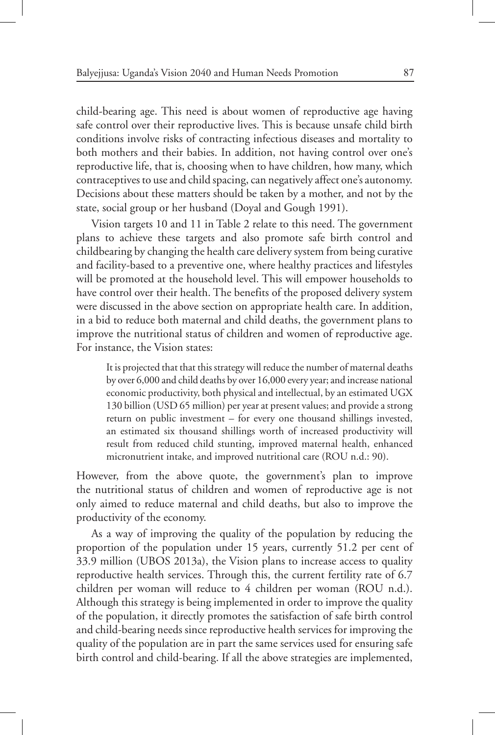child-bearing age. This need is about women of reproductive age having safe control over their reproductive lives. This is because unsafe child birth conditions involve risks of contracting infectious diseases and mortality to both mothers and their babies. In addition, not having control over one's reproductive life, that is, choosing when to have children, how many, which contraceptives to use and child spacing, can negatively affect one's autonomy. Decisions about these matters should be taken by a mother, and not by the state, social group or her husband (Doyal and Gough 1991).

Vision targets 10 and 11 in Table 2 relate to this need. The government plans to achieve these targets and also promote safe birth control and childbearing by changing the health care delivery system from being curative and facility-based to a preventive one, where healthy practices and lifestyles will be promoted at the household level. This will empower households to have control over their health. The benefits of the proposed delivery system were discussed in the above section on appropriate health care. In addition, in a bid to reduce both maternal and child deaths, the government plans to improve the nutritional status of children and women of reproductive age. For instance, the Vision states:

> It is projected that that this strategy will reduce the number of maternal deaths by over 6,000 and child deaths by over 16,000 every year; and increase national economic productivity, both physical and intellectual, by an estimated UGX 130 billion (USD 65 million) per year at present values; and provide a strong return on public investment – for every one thousand shillings invested, an estimated six thousand shillings worth of increased productivity will result from reduced child stunting, improved maternal health, enhanced micronutrient intake, and improved nutritional care (ROU n.d.: 90).

However, from the above quote, the government's plan to improve the nutritional status of children and women of reproductive age is not only aimed to reduce maternal and child deaths, but also to improve the productivity of the economy.

As a way of improving the quality of the population by reducing the proportion of the population under 15 years, currently 51.2 per cent of 33.9 million (UBOS 2013a), the Vision plans to increase access to quality reproductive health services. Through this, the current fertility rate of 6.7 children per woman will reduce to 4 children per woman (ROU n.d.). Although this strategy is being implemented in order to improve the quality of the population, it directly promotes the satisfaction of safe birth control and child-bearing needs since reproductive health services for improving the quality of the population are in part the same services used for ensuring safe birth control and child-bearing. If all the above strategies are implemented,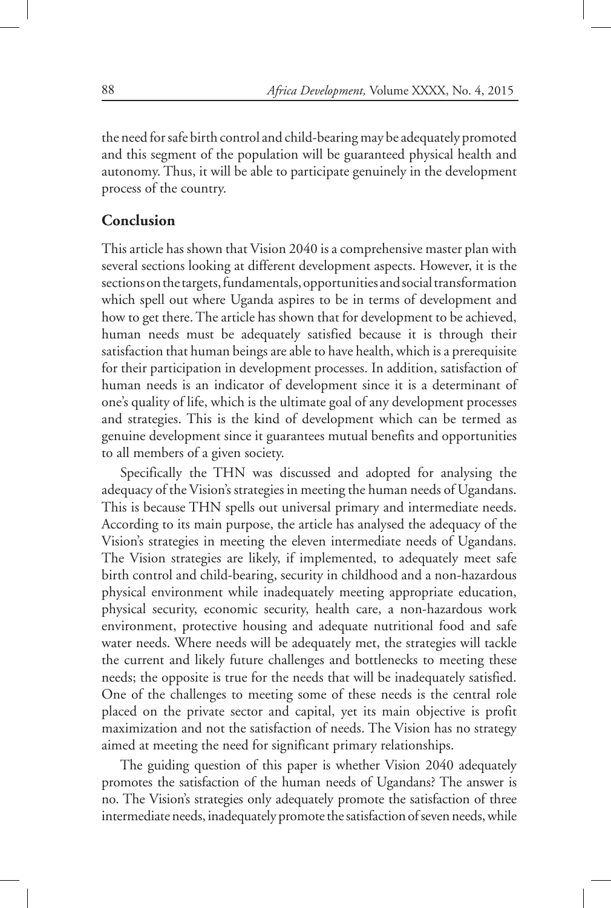the need for safe birth control and child-bearing may be adequately promoted and this segment of the population will be guaranteed physical health and autonomy. Thus, it will be able to participate genuinely in the development process of the country.

## Conclusion

This article has shown that Vision 2040 is a comprehensive master plan with several sections looking at different development aspects. However, it is the sections on the targets, fundamentals, opportunities and social transformation which spell out where Uganda aspires to be in terms of development and how to get there. The article has shown that for development to be achieved, human needs must be adequately satisfied because it is through their satisfaction that human beings are able to have health, which is a prerequisite for their participation in development processes. In addition, satisfaction of human needs is an indicator of development since it is a determinant of one's quality of life, which is the ultimate goal of any development processes and strategies. This is the kind of development which can be termed as genuine development since it guarantees mutual benefits and opportunities to all members of a given society.

Specifically the THN was discussed and adopted for analysing the adequacy of the Vision's strategies in meeting the human needs of Ugandans. This is because THN spells out universal primary and intermediate needs. According to its main purpose, the article has analysed the adequacy of the Vision's strategies in meeting the eleven intermediate needs of Ugandans. The Vision strategies are likely, if implemented, to adequately meet safe birth control and child-bearing, security in childhood and a non-hazardous physical environment while inadequately meeting appropriate education, physical security, economic security, health care, a non-hazardous work environment, protective housing and adequate nutritional food and safe water needs. Where needs will be adequately met, the strategies will tackle the current and likely future challenges and bottlenecks to meeting these needs; the opposite is true for the needs that will be inadequately satisfied. One of the challenges to meeting some of these needs is the central role placed on the private sector and capital, yet its main objective is profit maximization and not the satisfaction of needs. The Vision has no strategy aimed at meeting the need for significant primary relationships.

The guiding question of this paper is whether Vision 2040 adequately promotes the satisfaction of the human needs of Ugandans? The answer is no. The Vision's strategies only adequately promote the satisfaction of three intermediate needs, inadequately promote the satisfaction of seven needs, while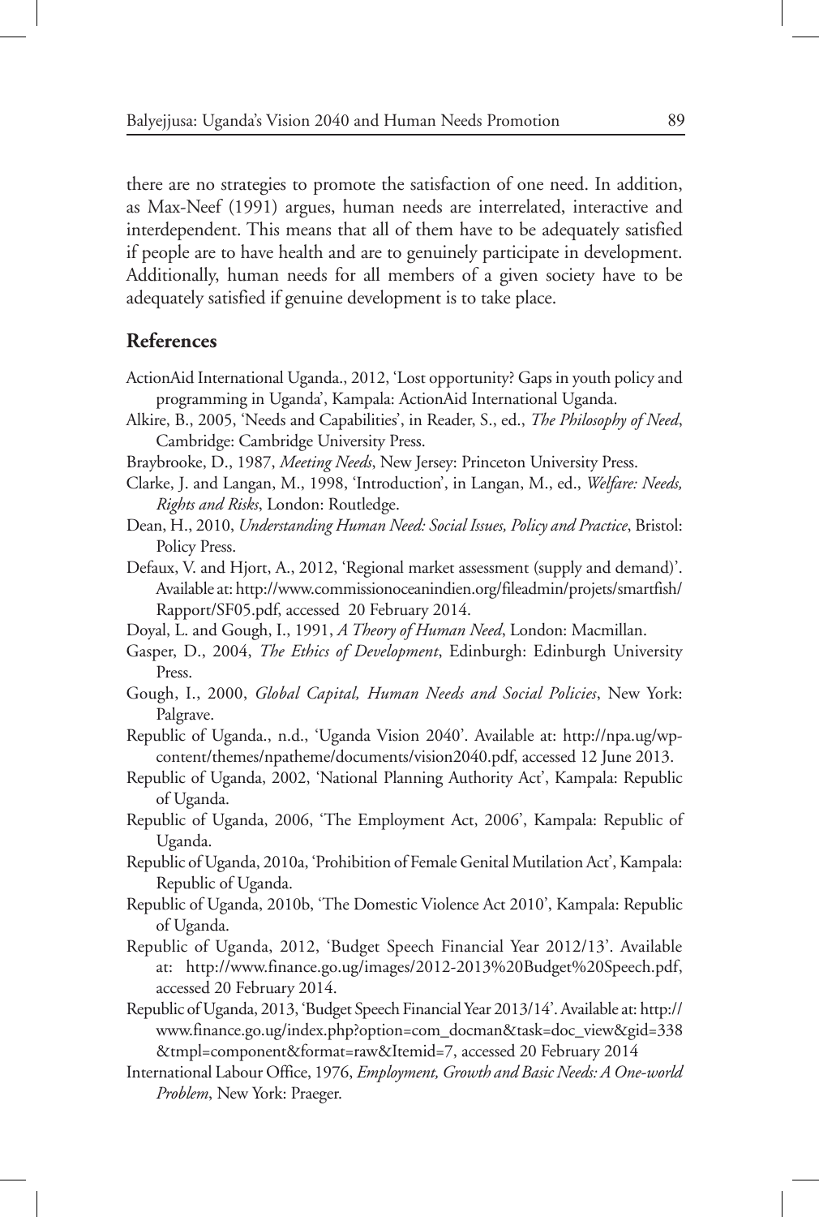there are no strategies to promote the satisfaction of one need. In addition, as Max-Neef (1991) argues, human needs are interrelated, interactive and interdependent. This means that all of them have to be adequately satisfied if people are to have health and are to genuinely participate in development. Additionally, human needs for all members of a given society have to be adequately satisfied if genuine development is to take place.

## References

ActionAid International Uganda., 2012, 'Lost opportunity? Gaps in youth policy and programming in Uganda', Kampala: ActionAid International Uganda.

Alkire, B., 2005, 'Needs and Capabilities', in Reader, S., ed., *The Philosophy of Need*, Cambridge: Cambridge University Press.

Braybrooke, D., 1987, *Meeting Needs*, New Jersey: Princeton University Press.

Clarke, J. and Langan, M., 1998, 'Introduction', in Langan, M., ed., *Welfare: Needs, Rights and Risks*, London: Routledge.

Dean, H., 2010, *Understanding Human Need: Social Issues, Policy and Practice*, Bristol: Policy Press.

Defaux, V. and Hjort, A., 2012, 'Regional market assessment (supply and demand)'. Available at: http://www.commissionoceanindien.org/fileadmin/projets/smartfish/Rapport/SF05.pdf, accessed 20 February 2014.

Doyal, L. and Gough, I., 1991, *A Theory of Human Need*, London: Macmillan.

Gasper, D., 2004, *The Ethics of Development*, Edinburgh: Edinburgh University Press.

Gough, I., 2000, *Global Capital, Human Needs and Social Policies*, New York: Palgrave.

Republic of Uganda., n.d., 'Uganda Vision 2040'. Available at: http://npa.ug/wp-content/themes/npatheme/documents/vision2040.pdf, accessed 12 June 2013.

Republic of Uganda, 2002, 'National Planning Authority Act', Kampala: Republic of Uganda.

Republic of Uganda, 2006, 'The Employment Act, 2006', Kampala: Republic of Uganda.

Republic of Uganda, 2010a, 'Prohibition of Female Genital Mutilation Act', Kampala: Republic of Uganda.

Republic of Uganda, 2010b, 'The Domestic Violence Act 2010', Kampala: Republic of Uganda.

Republic of Uganda, 2012, 'Budget Speech Financial Year 2012/13'. Available at: http://www.finance.go.ug/images/2012-2013%20Budget%20Speech.pdf, accessed 20 February 2014.

Republic of Uganda, 2013, 'Budget Speech Financial Year 2013/14'. Available at: http://www.finance.go.ug/index.php?option=com_docman&task=doc_view&gid=338&tmpl=component&format=raw&Itemid=7, accessed 20 February 2014

International Labour Office, 1976, *Employment, Growth and Basic Needs: A One-world Problem*, New York: Praeger.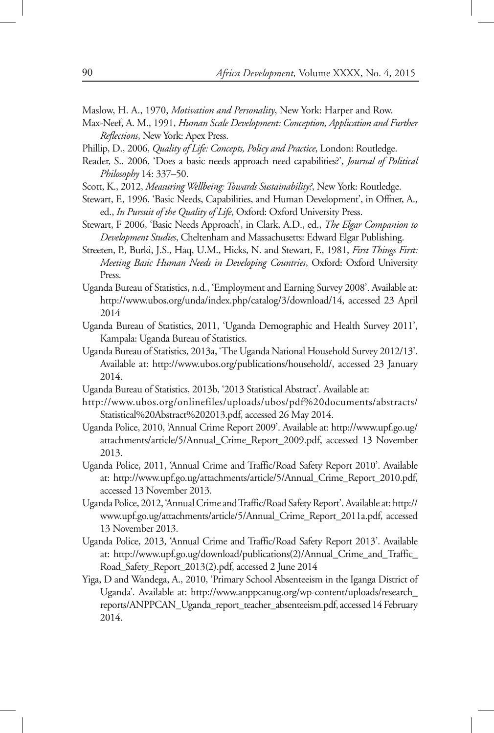Maslow, H. A., 1970, *Motivation and Personality*, New York: Harper and Row.

Max-Neef, A. M., 1991, *Human Scale Development: Conception, Application and Further Reflections*, New York: Apex Press.

Phillip, D., 2006, *Quality of Life: Concepts, Policy and Practice*, London: Routledge.

Reader, S., 2006, 'Does a basic needs approach need capabilities?', *Journal of Political Philosophy* 14: 337–50.

Scott, K., 2012, *Measuring Wellbeing: Towards Sustainability?*, New York: Routledge.

Stewart, F., 1996, 'Basic Needs, Capabilities, and Human Development', in Offner, A., ed., *In Pursuit of the Quality of Life*, Oxford: Oxford University Press.

Stewart, F 2006, 'Basic Needs Approach', in Clark, A.D., ed., *The Elgar Companion to Development Studies*, Cheltenham and Massachusetts: Edward Elgar Publishing.

Streeten, P., Burki, J.S., Haq, U.M., Hicks, N. and Stewart, F., 1981, *First Things First: Meeting Basic Human Needs in Developing Countries*, Oxford: Oxford University Press.

Uganda Bureau of Statistics, n.d., 'Employment and Earning Survey 2008'. Available at: http://www.ubos.org/unda/index.php/catalog/3/download/14, accessed 23 April 2014

Uganda Bureau of Statistics, 2011, 'Uganda Demographic and Health Survey 2011', Kampala: Uganda Bureau of Statistics.

Uganda Bureau of Statistics, 2013a, 'The Uganda National Household Survey 2012/13'. Available at: http://www.ubos.org/publications/household/, accessed 23 January 2014.

Uganda Bureau of Statistics, 2013b, '2013 Statistical Abstract'. Available at: http://www.ubos.org/onlinefiles/uploads/ubos/pdf%20documents/abstracts/Statistical%20Abstract%202013.pdf, accessed 26 May 2014.

Uganda Police, 2010, 'Annual Crime Report 2009'. Available at: http://www.upf.go.ug/attachments/article/5/Annual_Crime_Report_2009.pdf, accessed 13 November 2013.

Uganda Police, 2011, 'Annual Crime and Traffic/Road Safety Report 2010'. Available at: http://www.upf.go.ug/attachments/article/5/Annual_Crime_Report_2010.pdf, accessed 13 November 2013.

Uganda Police, 2012, 'Annual Crime and Traffic/Road Safety Report'. Available at: http://www.upf.go.ug/attachments/article/5/Annual_Crime_Report_2011a.pdf, accessed 13 November 2013.

Uganda Police, 2013, 'Annual Crime and Traffic/Road Safety Report 2013'. Available at: http://www.upf.go.ug/download/publications(2)/Annual_Crime_and_Traffic_Road_Safety_Report_2013(2).pdf, accessed 2 June 2014

Yiga, D and Wandega, A., 2010, 'Primary School Absenteeism in the Iganga District of Uganda'. Available at: http://www.anppcanug.org/wp-content/uploads/research_reports/ANPPCAN_Uganda_report_teacher_absenteeism.pdf, accessed 14 February 2014.